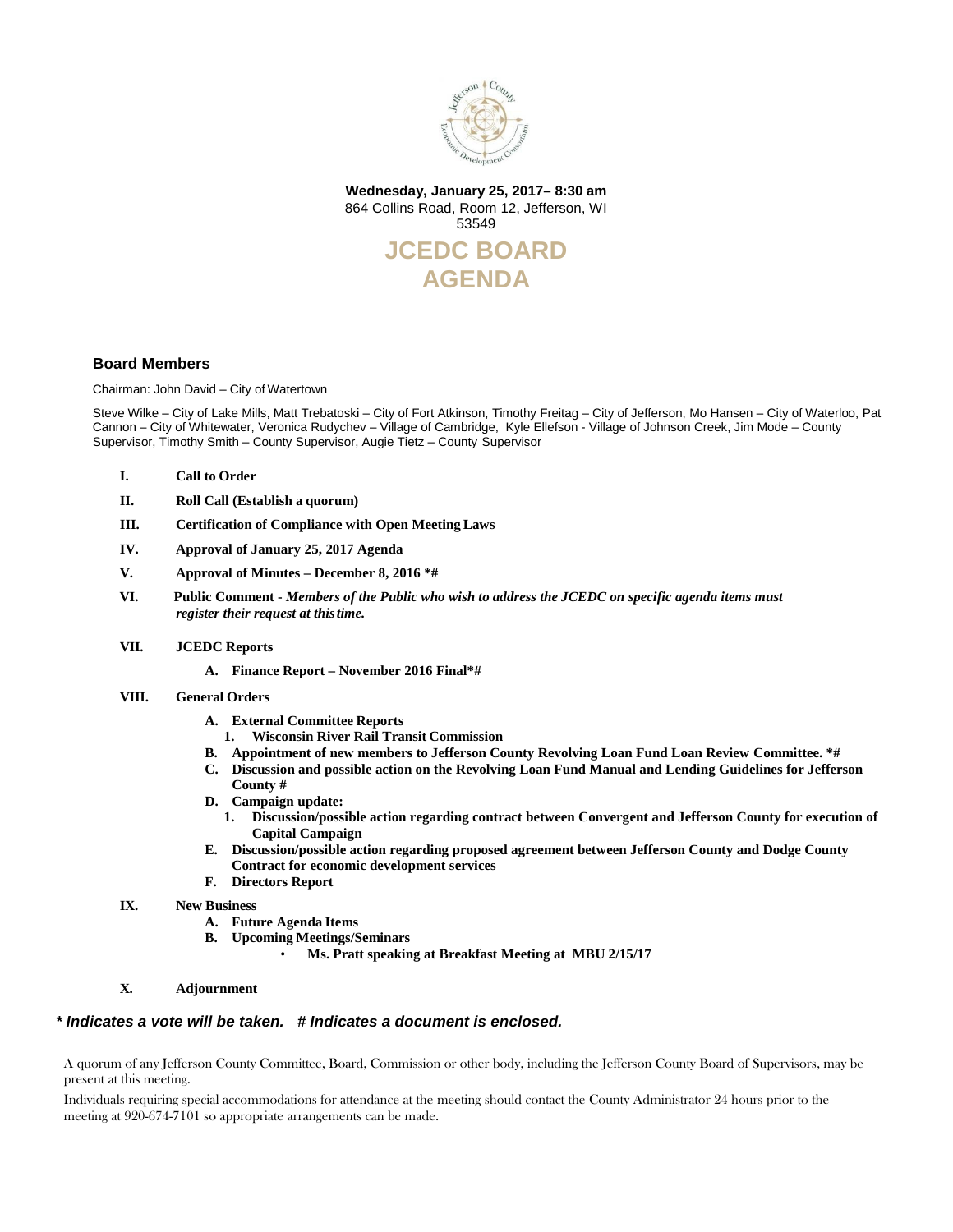**Wednesday, January 25, 2017– 8:30 am**
864 Collins Road, Room 12, Jefferson, WI 53549

# JCEDC BOARD AGENDA

## Board Members

Chairman: John David – City of Watertown

Steve Wilke – City of Lake Mills, Matt Trebatoski – City of Fort Atkinson, Timothy Freitag – City of Jefferson, Mo Hansen – City of Waterloo, Pat Cannon – City of Whitewater, Veronica Rudychev – Village of Cambridge, Kyle Ellefson - Village of Johnson Creek, Jim Mode – County Supervisor, Timothy Smith – County Supervisor, Augie Tietz – County Supervisor

- **I. Call to Order**
- **II. Roll Call (Establish a quorum)**
- **III. Certification of Compliance with Open Meeting Laws**
- **IV. Approval of January 25, 2017 Agenda**
- **V. Approval of Minutes – December 8, 2016 *#**
- **VI. Public Comment** - ***Members of the Public who wish to address the JCEDC on specific agenda items must register their request at this time.***
- **VII. JCEDC Reports**
  - **A. Finance Report – November 2016 Final*#**
- **VIII. General Orders**
  - **A. External Committee Reports**
    1. **Wisconsin River Rail Transit Commission**
  - **B. Appointment of new members to Jefferson County Revolving Loan Fund Loan Review Committee. *#**
  - **C. Discussion and possible action on the Revolving Loan Fund Manual and Lending Guidelines for Jefferson County #**
  - **D. Campaign update:**
    1. **Discussion/possible action regarding contract between Convergent and Jefferson County for execution of Capital Campaign**
  - **E. Discussion/possible action regarding proposed agreement between Jefferson County and Dodge County Contract for economic development services**
  - **F. Directors Report**
- **IX. New Business**
  - **A. Future Agenda Items**
  - **B. Upcoming Meetings/Seminars**
    - **Ms. Pratt speaking at Breakfast Meeting at MBU 2/15/17**
- **X. Adjournment**

***\* Indicates a vote will be taken. # Indicates a document is enclosed.***

A quorum of any Jefferson County Committee, Board, Commission or other body, including the Jefferson County Board of Supervisors, may be present at this meeting.

Individuals requiring special accommodations for attendance at the meeting should contact the County Administrator 24 hours prior to the meeting at 920-674-7101 so appropriate arrangements can be made.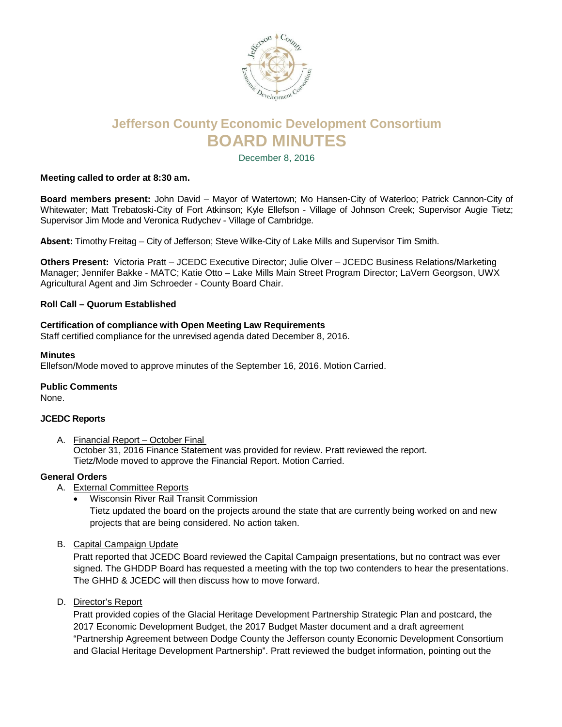# Jefferson County Economic Development Consortium

# BOARD MINUTES

December 8, 2016

**Meeting called to order at 8:30 am.**

**Board members present:** John David – Mayor of Watertown; Mo Hansen-City of Waterloo; Patrick Cannon-City of Whitewater; Matt Trebatoski-City of Fort Atkinson; Kyle Ellefson - Village of Johnson Creek; Supervisor Augie Tietz; Supervisor Jim Mode and Veronica Rudychev - Village of Cambridge.

**Absent:** Timothy Freitag – City of Jefferson; Steve Wilke-City of Lake Mills and Supervisor Tim Smith.

**Others Present:** Victoria Pratt – JCEDC Executive Director; Julie Olver – JCEDC Business Relations/Marketing Manager; Jennifer Bakke - MATC; Katie Otto – Lake Mills Main Street Program Director; LaVern Georgson, UWX Agricultural Agent and Jim Schroeder - County Board Chair.

**Roll Call – Quorum Established**

**Certification of compliance with Open Meeting Law Requirements**
Staff certified compliance for the unrevised agenda dated December 8, 2016.

**Minutes**
Ellefson/Mode moved to approve minutes of the September 16, 2016. Motion Carried.

**Public Comments**
None.

**JCEDC Reports**

A. Financial Report – October Final
October 31, 2016 Finance Statement was provided for review. Pratt reviewed the report.
Tietz/Mode moved to approve the Financial Report. Motion Carried.

**General Orders**

A. External Committee Reports
- Wisconsin River Rail Transit Commission
Tietz updated the board on the projects around the state that are currently being worked on and new projects that are being considered. No action taken.

B. Capital Campaign Update
Pratt reported that JCEDC Board reviewed the Capital Campaign presentations, but no contract was ever signed. The GHDDP Board has requested a meeting with the top two contenders to hear the presentations. The GHHD & JCEDC will then discuss how to move forward.

D. Director's Report
Pratt provided copies of the Glacial Heritage Development Partnership Strategic Plan and postcard, the 2017 Economic Development Budget, the 2017 Budget Master document and a draft agreement "Partnership Agreement between Dodge County the Jefferson county Economic Development Consortium and Glacial Heritage Development Partnership". Pratt reviewed the budget information, pointing out the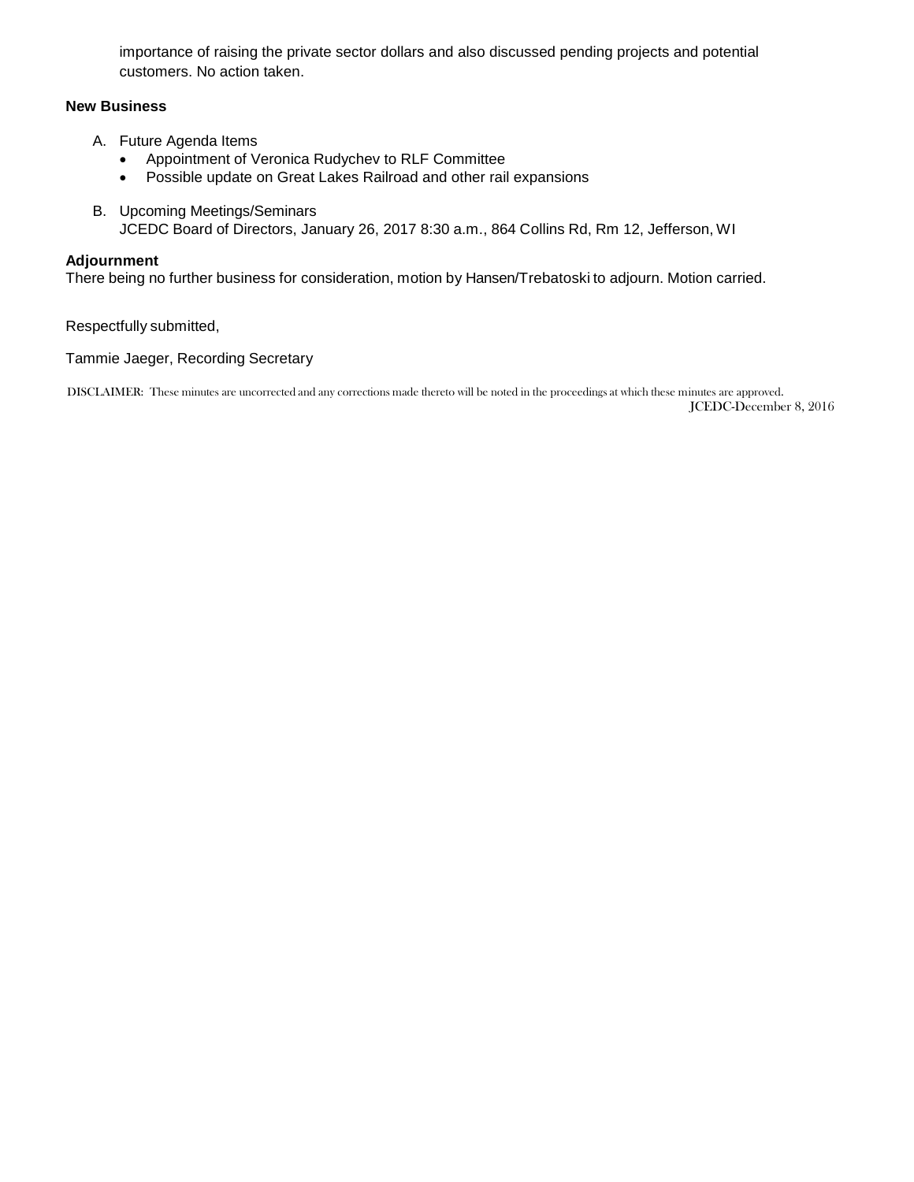importance of raising the private sector dollars and also discussed pending projects and potential customers. No action taken.

**New Business**

A. Future Agenda Items
   - Appointment of Veronica Rudychev to RLF Committee
   - Possible update on Great Lakes Railroad and other rail expansions

B. Upcoming Meetings/Seminars
   JCEDC Board of Directors, January 26, 2017 8:30 a.m., 864 Collins Rd, Rm 12, Jefferson, WI

**Adjournment**

There being no further business for consideration, motion by Hansen/Trebatoski to adjourn. Motion carried.

Respectfully submitted,

Tammie Jaeger, Recording Secretary

DISCLAIMER: These minutes are uncorrected and any corrections made thereto will be noted in the proceedings at which these minutes are approved.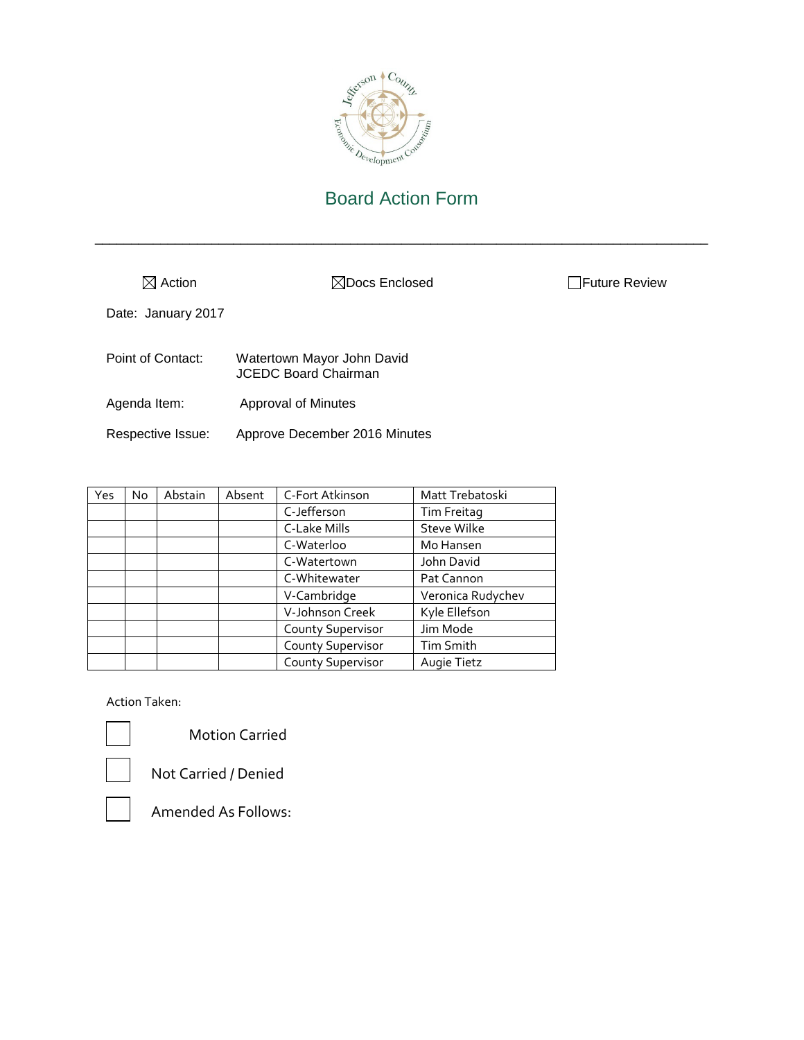# Board Action Form

---

☒ Action ☒Docs Enclosed ☐Future Review

Date: January 2017

Point of Contact: Watertown Mayor John David
JCEDC Board Chairman

Agenda Item: Approval of Minutes

Respective Issue: Approve December 2016 Minutes

| Yes | No | Abstain | Absent | C-Fort Atkinson | Matt Trebatoski |
|---|---|---|---|---|---|
| | | | | C-Jefferson | Tim Freitag |
| | | | | C-Lake Mills | Steve Wilke |
| | | | | C-Waterloo | Mo Hansen |
| | | | | C-Watertown | John David |
| | | | | C-Whitewater | Pat Cannon |
| | | | | V-Cambridge | Veronica Rudychev |
| | | | | V-Johnson Creek | Kyle Ellefson |
| | | | | County Supervisor | Jim Mode |
| | | | | County Supervisor | Tim Smith |
| | | | | County Supervisor | Augie Tietz |

Action Taken:

☐ Motion Carried

☐ Not Carried / Denied

☐ Amended As Follows: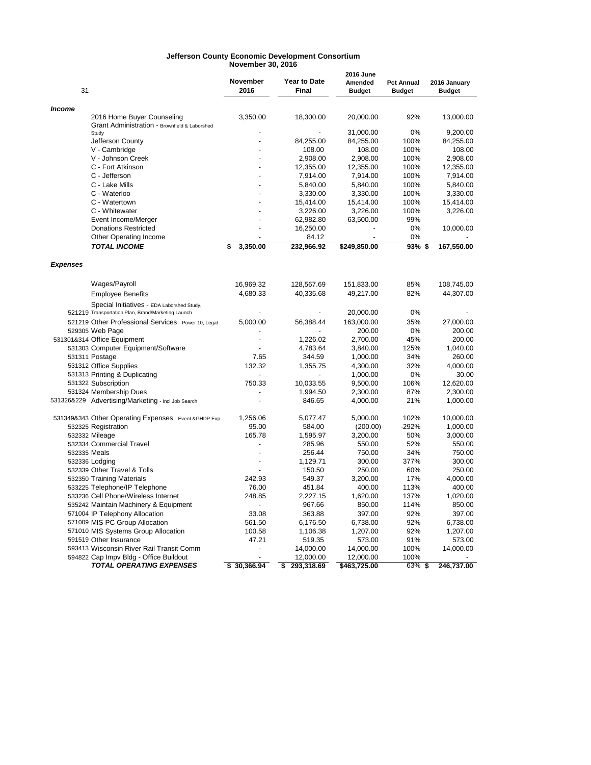# Jefferson County Economic Development Consortium
## November 30, 2016

| 31 | November 2016 | Year to Date Final | 2016 June Amended Budget | Pct Annual Budget | 2016 January Budget |
|---|---|---|---|---|---|
| ***Income*** | | | | | |
| 2016 Home Buyer Counseling | 3,350.00 | 18,300.00 | 20,000.00 | 92% | 13,000.00 |
| Grant Administration - Brownfield & Laborshed Study | - | - | 31,000.00 | 0% | 9,200.00 |
| Jefferson County | - | 84,255.00 | 84,255.00 | 100% | 84,255.00 |
| V - Cambridge | - | 108.00 | 108.00 | 100% | 108.00 |
| V - Johnson Creek | - | 2,908.00 | 2,908.00 | 100% | 2,908.00 |
| C - Fort Atkinson | - | 12,355.00 | 12,355.00 | 100% | 12,355.00 |
| C - Jefferson | - | 7,914.00 | 7,914.00 | 100% | 7,914.00 |
| C - Lake Mills | - | 5,840.00 | 5,840.00 | 100% | 5,840.00 |
| C - Waterloo | - | 3,330.00 | 3,330.00 | 100% | 3,330.00 |
| C - Watertown | - | 15,414.00 | 15,414.00 | 100% | 15,414.00 |
| C - Whitewater | - | 3,226.00 | 3,226.00 | 100% | 3,226.00 |
| Event Income/Merger | - | 62,982.80 | 63,500.00 | 99% | - |
| Donations Restricted | - | 16,250.00 | - | 0% | 10,000.00 |
| Other Operating Income | - | 84.12 | - | 0% | - |
| ***TOTAL INCOME*** | **$ 3,350.00** | **232,966.92** | **$249,850.00** | **93%** | **$ 167,550.00** |
| ***Expenses*** | | | | | |
| Wages/Payroll | 16,969.32 | 128,567.69 | 151,833.00 | 85% | 108,745.00 |
| Employee Benefits | 4,680.33 | 40,335.68 | 49,217.00 | 82% | 44,307.00 |
| Special Initiatives - EDA Laborshed Study, 521219 Transportation Plan, Brand/Marketing Launch | - | - | 20,000.00 | 0% | - |
| 521219 Other Professional Services - Power 10, Legal | 5,000.00 | 56,388.44 | 163,000.00 | 35% | 27,000.00 |
| 529305 Web Page | | - | 200.00 | 0% | 200.00 |
| 531301&314 Office Equipment | - | 1,226.02 | 2,700.00 | 45% | 200.00 |
| 531303 Computer Equipment/Software | - | 4,783.64 | 3,840.00 | 125% | 1,040.00 |
| 531311 Postage | 7.65 | 344.59 | 1,000.00 | 34% | 260.00 |
| 531312 Office Supplies | 132.32 | 1,355.75 | 4,300.00 | 32% | 4,000.00 |
| 531313 Printing & Duplicating | - | - | 1,000.00 | 0% | 30.00 |
| 531322 Subscription | 750.33 | 10,033.55 | 9,500.00 | 106% | 12,620.00 |
| 531324 Membership Dues | - | 1,994.50 | 2,300.00 | 87% | 2,300.00 |
| 531326&229 Advertising/Marketing - Incl Job Search | - | 846.65 | 4,000.00 | 21% | 1,000.00 |
| 531349&343 Other Operating Expenses - Event &GHDP Exp | 1,256.06 | 5,077.47 | 5,000.00 | 102% | 10,000.00 |
| 532325 Registration | 95.00 | 584.00 | (200.00) | -292% | 1,000.00 |
| 532332 Mileage | 165.78 | 1,595.97 | 3,200.00 | 50% | 3,000.00 |
| 532334 Commercial Travel | - | 285.96 | 550.00 | 52% | 550.00 |
| 532335 Meals | - | 256.44 | 750.00 | 34% | 750.00 |
| 532336 Lodging | - | 1,129.71 | 300.00 | 377% | 300.00 |
| 532339 Other Travel & Tolls | - | 150.50 | 250.00 | 60% | 250.00 |
| 532350 Training Materials | 242.93 | 549.37 | 3,200.00 | 17% | 4,000.00 |
| 533225 Telephone/IP Telephone | 76.00 | 451.84 | 400.00 | 113% | 400.00 |
| 533236 Cell Phone/Wireless Internet | 248.85 | 2,227.15 | 1,620.00 | 137% | 1,020.00 |
| 535242 Maintain Machinery & Equipment | - | 967.66 | 850.00 | 114% | 850.00 |
| 571004 IP Telephony Allocation | 33.08 | 363.88 | 397.00 | 92% | 397.00 |
| 571009 MIS PC Group Allocation | 561.50 | 6,176.50 | 6,738.00 | 92% | 6,738.00 |
| 571010 MIS Systems Group Allocation | 100.58 | 1,106.38 | 1,207.00 | 92% | 1,207.00 |
| 591519 Other Insurance | 47.21 | 519.35 | 573.00 | 91% | 573.00 |
| 593413 Wisconsin River Rail Transit Comm | - | 14,000.00 | 14,000.00 | 100% | 14,000.00 |
| 594822 Cap Impv Bldg - Office Buildout | - | 12,000.00 | 12,000.00 | 100% | - |
| ***TOTAL OPERATING EXPENSES*** | **$ 30,366.94** | **$ 293,318.69** | **$463,725.00** | **63%** | **$ 246,737.00** |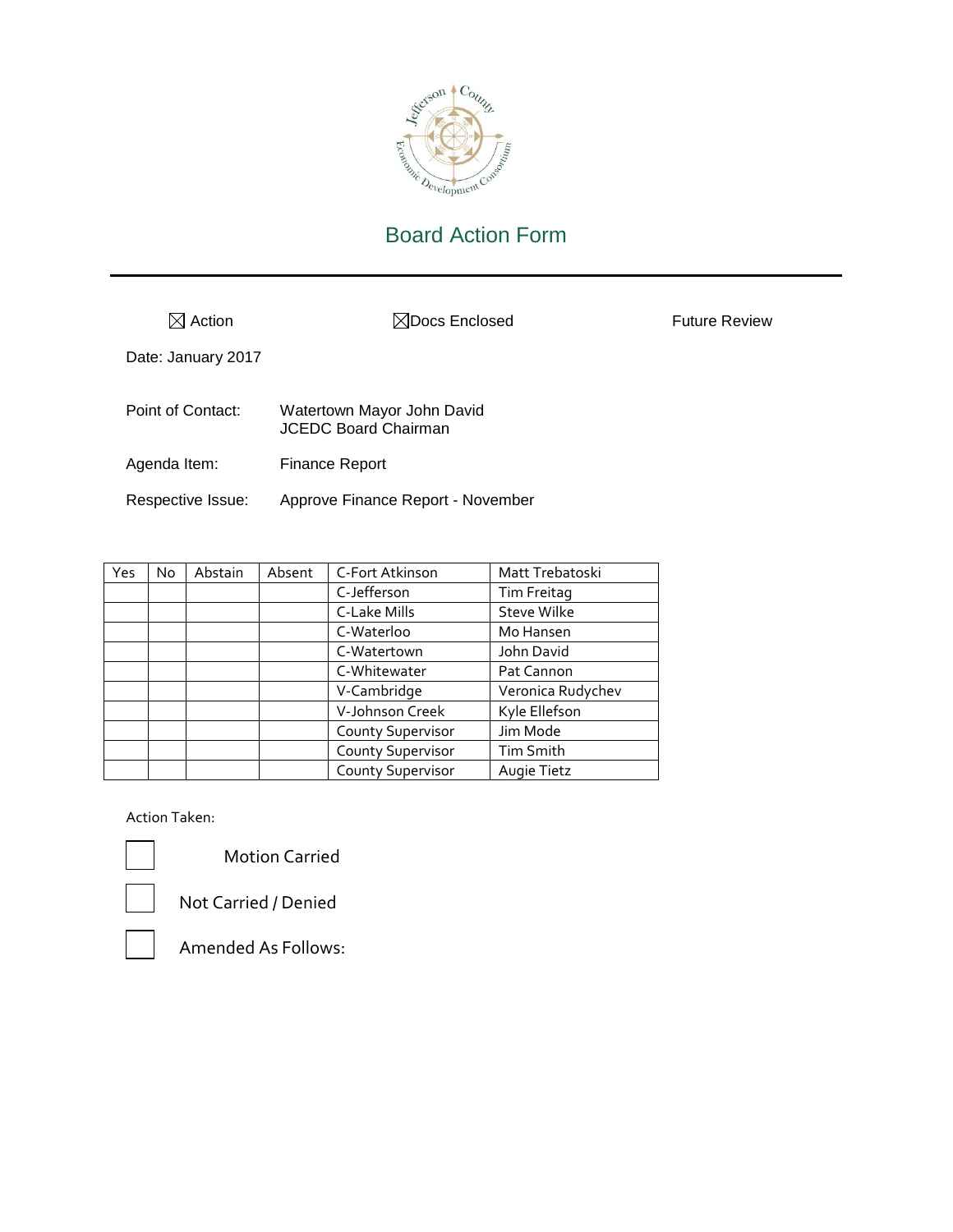# Board Action Form

☒ Action ☒Docs Enclosed Future Review

Date: January 2017

Point of Contact: Watertown Mayor John David
JCEDC Board Chairman

Agenda Item: Finance Report

Respective Issue: Approve Finance Report - November

| Yes | No | Abstain | Absent | C-Fort Atkinson | Matt Trebatoski |
|---|---|---|---|---|---|
| | | | | C-Jefferson | Tim Freitag |
| | | | | C-Lake Mills | Steve Wilke |
| | | | | C-Waterloo | Mo Hansen |
| | | | | C-Watertown | John David |
| | | | | C-Whitewater | Pat Cannon |
| | | | | V-Cambridge | Veronica Rudychev |
| | | | | V-Johnson Creek | Kyle Ellefson |
| | | | | County Supervisor | Jim Mode |
| | | | | County Supervisor | Tim Smith |
| | | | | County Supervisor | Augie Tietz |

Action Taken:

☐ Motion Carried

☐ Not Carried / Denied

☐ Amended As Follows: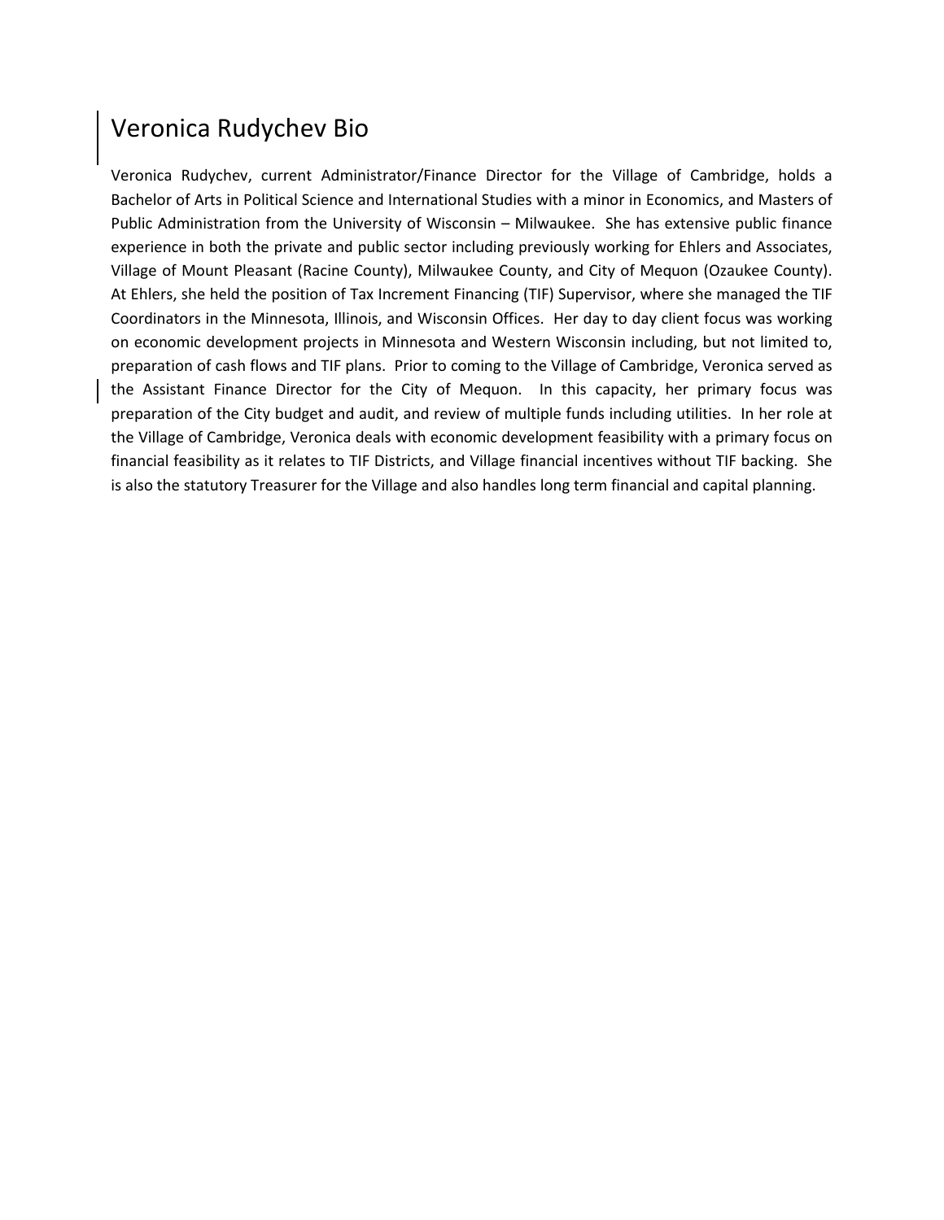# Veronica Rudychev Bio

Veronica Rudychev, current Administrator/Finance Director for the Village of Cambridge, holds a Bachelor of Arts in Political Science and International Studies with a minor in Economics, and Masters of Public Administration from the University of Wisconsin – Milwaukee. She has extensive public finance experience in both the private and public sector including previously working for Ehlers and Associates, Village of Mount Pleasant (Racine County), Milwaukee County, and City of Mequon (Ozaukee County). At Ehlers, she held the position of Tax Increment Financing (TIF) Supervisor, where she managed the TIF Coordinators in the Minnesota, Illinois, and Wisconsin Offices. Her day to day client focus was working on economic development projects in Minnesota and Western Wisconsin including, but not limited to, preparation of cash flows and TIF plans. Prior to coming to the Village of Cambridge, Veronica served as the Assistant Finance Director for the City of Mequon. In this capacity, her primary focus was preparation of the City budget and audit, and review of multiple funds including utilities. In her role at the Village of Cambridge, Veronica deals with economic development feasibility with a primary focus on financial feasibility as it relates to TIF Districts, and Village financial incentives without TIF backing. She is also the statutory Treasurer for the Village and also handles long term financial and capital planning.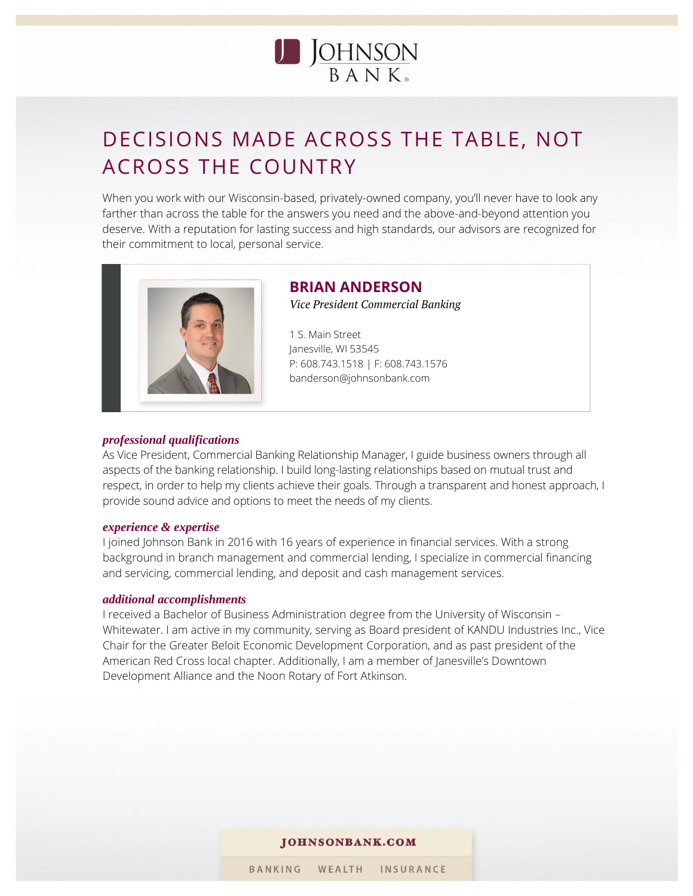JOHNSON BANK

# DECISIONS MADE ACROSS THE TABLE, NOT ACROSS THE COUNTRY

When you work with our Wisconsin-based, privately-owned company, you'll never have to look any farther than across the table for the answers you need and the above-and-beyond attention you deserve. With a reputation for lasting success and high standards, our advisors are recognized for their commitment to local, personal service.

## BRIAN ANDERSON

*Vice President Commercial Banking*

1 S. Main Street
Janesville, WI 53545
P: 608.743.1518 | F: 608.743.1576
banderson@johnsonbank.com

### *professional qualifications*

As Vice President, Commercial Banking Relationship Manager, I guide business owners through all aspects of the banking relationship. I build long-lasting relationships based on mutual trust and respect, in order to help my clients achieve their goals. Through a transparent and honest approach, I provide sound advice and options to meet the needs of my clients.

### *experience & expertise*

I joined Johnson Bank in 2016 with 16 years of experience in financial services. With a strong background in branch management and commercial lending, I specialize in commercial financing and servicing, commercial lending, and deposit and cash management services.

### *additional accomplishments*

I received a Bachelor of Business Administration degree from the University of Wisconsin – Whitewater. I am active in my community, serving as Board president of KANDU Industries Inc., Vice Chair for the Greater Beloit Economic Development Corporation, and as past president of the American Red Cross local chapter. Additionally, I am a member of Janesville's Downtown Development Alliance and the Noon Rotary of Fort Atkinson.

JOHNSONBANK.COM

BANKING WEALTH INSURANCE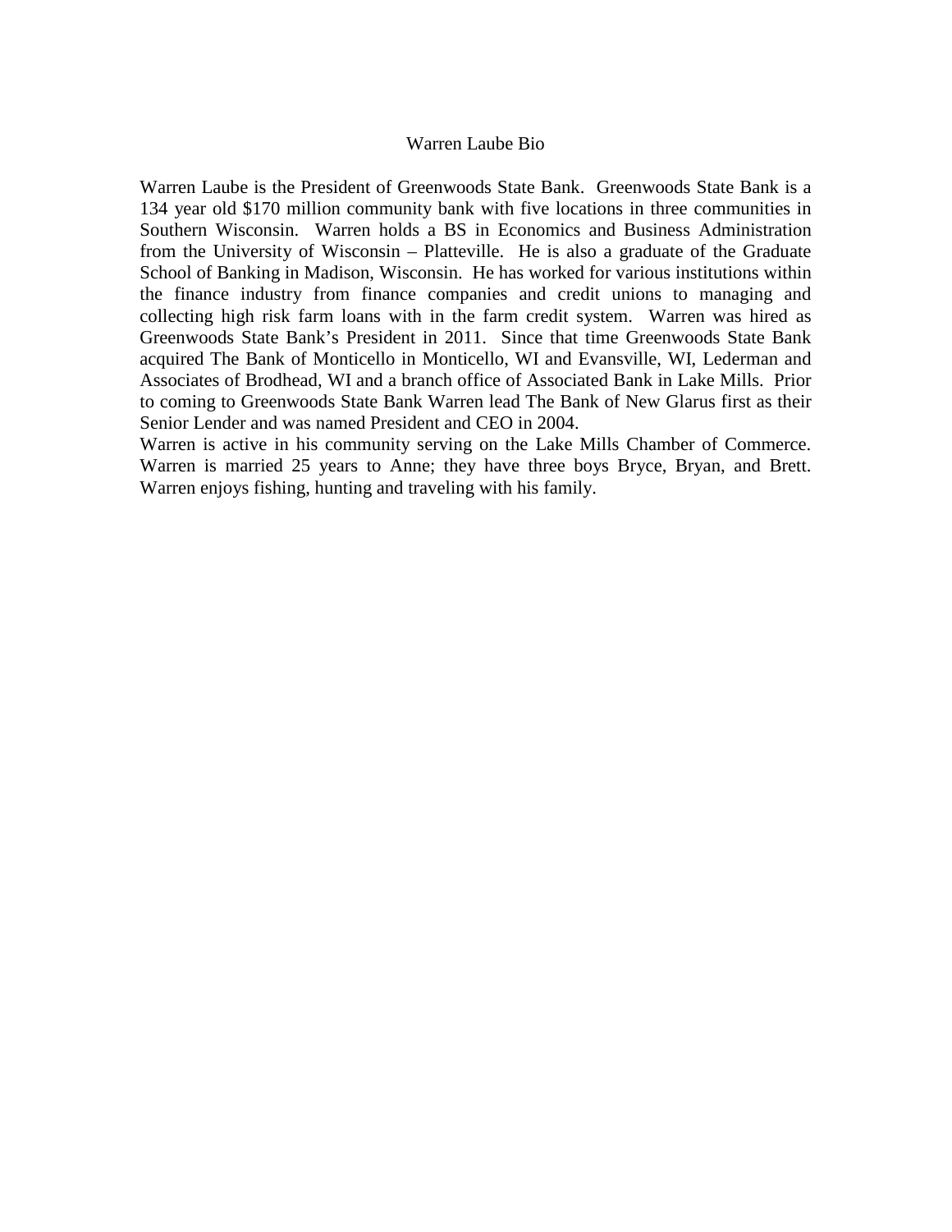# Warren Laube Bio

Warren Laube is the President of Greenwoods State Bank. Greenwoods State Bank is a 134 year old $170 million community bank with five locations in three communities in Southern Wisconsin. Warren holds a BS in Economics and Business Administration from the University of Wisconsin – Platteville. He is also a graduate of the Graduate School of Banking in Madison, Wisconsin. He has worked for various institutions within the finance industry from finance companies and credit unions to managing and collecting high risk farm loans with in the farm credit system. Warren was hired as Greenwoods State Bank's President in 2011. Since that time Greenwoods State Bank acquired The Bank of Monticello in Monticello, WI and Evansville, WI, Lederman and Associates of Brodhead, WI and a branch office of Associated Bank in Lake Mills. Prior to coming to Greenwoods State Bank Warren lead The Bank of New Glarus first as their Senior Lender and was named President and CEO in 2004.

Warren is active in his community serving on the Lake Mills Chamber of Commerce. Warren is married 25 years to Anne; they have three boys Bryce, Bryan, and Brett. Warren enjoys fishing, hunting and traveling with his family.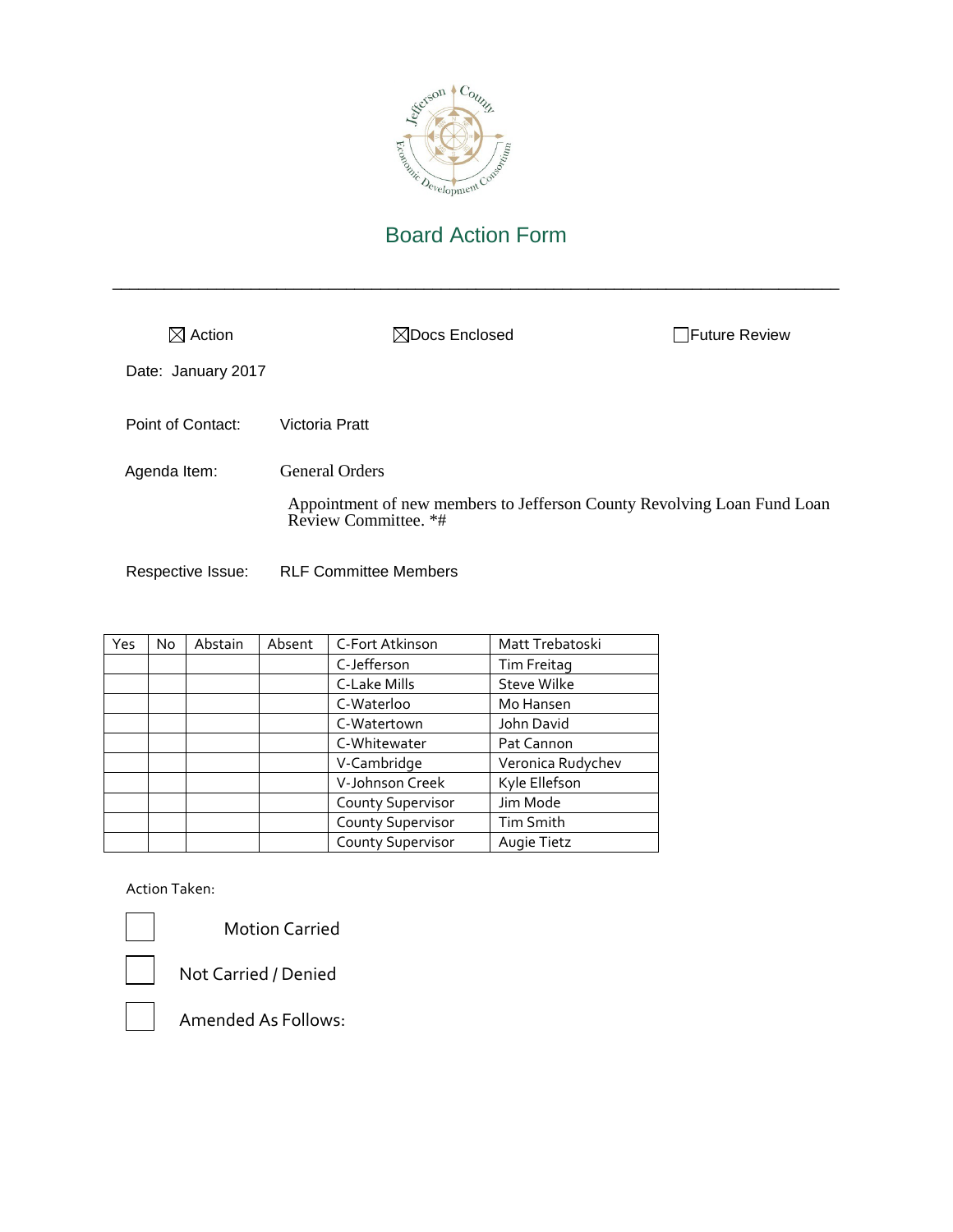# Board Action Form

---

☒ Action ☒ Docs Enclosed ☐ Future Review

Date: January 2017

Point of Contact: Victoria Pratt

Agenda Item: General Orders

Appointment of new members to Jefferson County Revolving Loan Fund Loan Review Committee. *#

Respective Issue: RLF Committee Members

| Yes | No | Abstain | Absent | | |
|---|---|---|---|---|---|
| | | | | C-Fort Atkinson | Matt Trebatoski |
| | | | | C-Jefferson | Tim Freitag |
| | | | | C-Lake Mills | Steve Wilke |
| | | | | C-Waterloo | Mo Hansen |
| | | | | C-Watertown | John David |
| | | | | C-Whitewater | Pat Cannon |
| | | | | V-Cambridge | Veronica Rudychev |
| | | | | V-Johnson Creek | Kyle Ellefson |
| | | | | County Supervisor | Jim Mode |
| | | | | County Supervisor | Tim Smith |
| | | | | County Supervisor | Augie Tietz |

Action Taken:

☐ Motion Carried

☐ Not Carried / Denied

☐ Amended As Follows: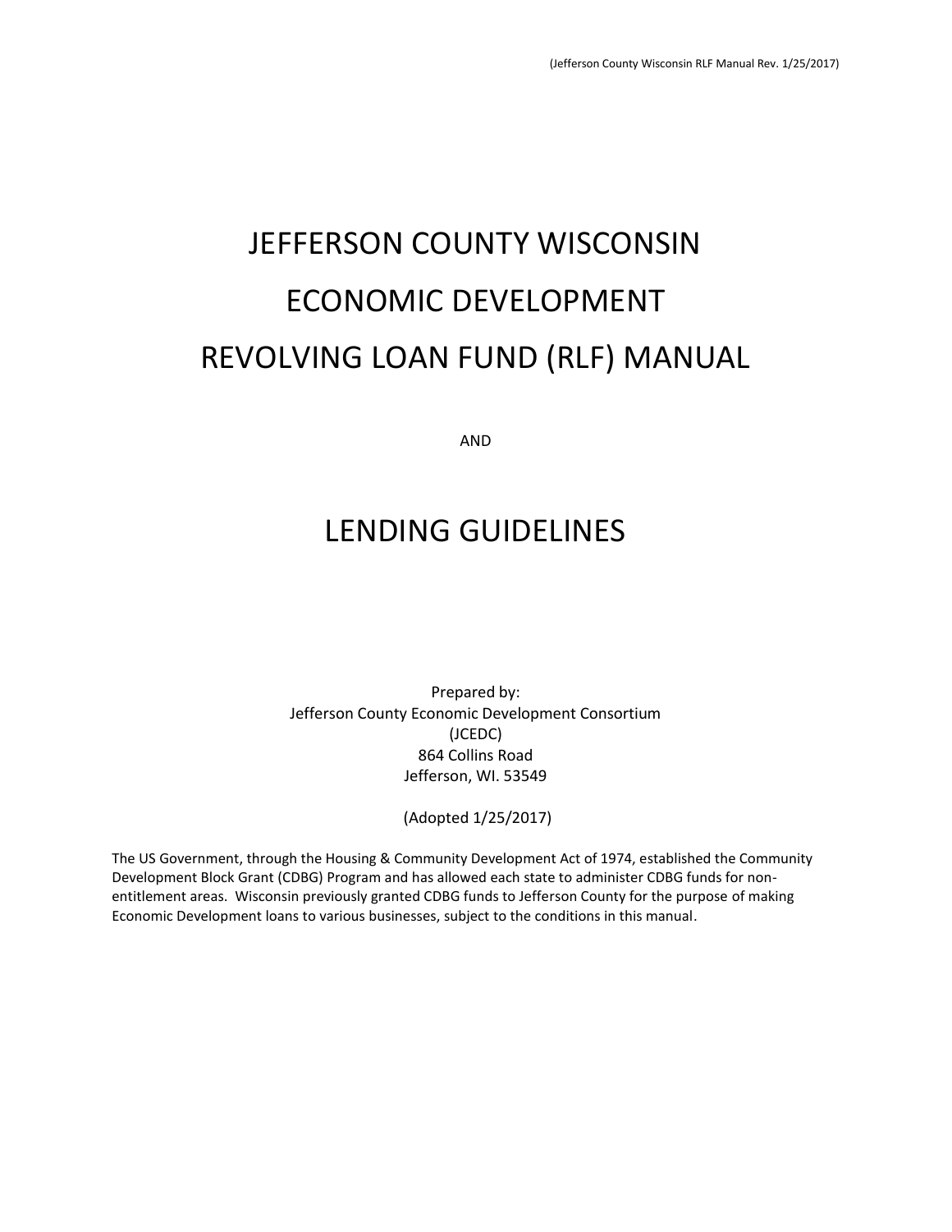# JEFFERSON COUNTY WISCONSIN

# ECONOMIC DEVELOPMENT

# REVOLVING LOAN FUND (RLF) MANUAL

AND

# LENDING GUIDELINES

Prepared by:
Jefferson County Economic Development Consortium
(JCEDC)
864 Collins Road
Jefferson, WI. 53549

(Adopted 1/25/2017)

The US Government, through the Housing & Community Development Act of 1974, established the Community Development Block Grant (CDBG) Program and has allowed each state to administer CDBG funds for non-entitlement areas. Wisconsin previously granted CDBG funds to Jefferson County for the purpose of making Economic Development loans to various businesses, subject to the conditions in this manual.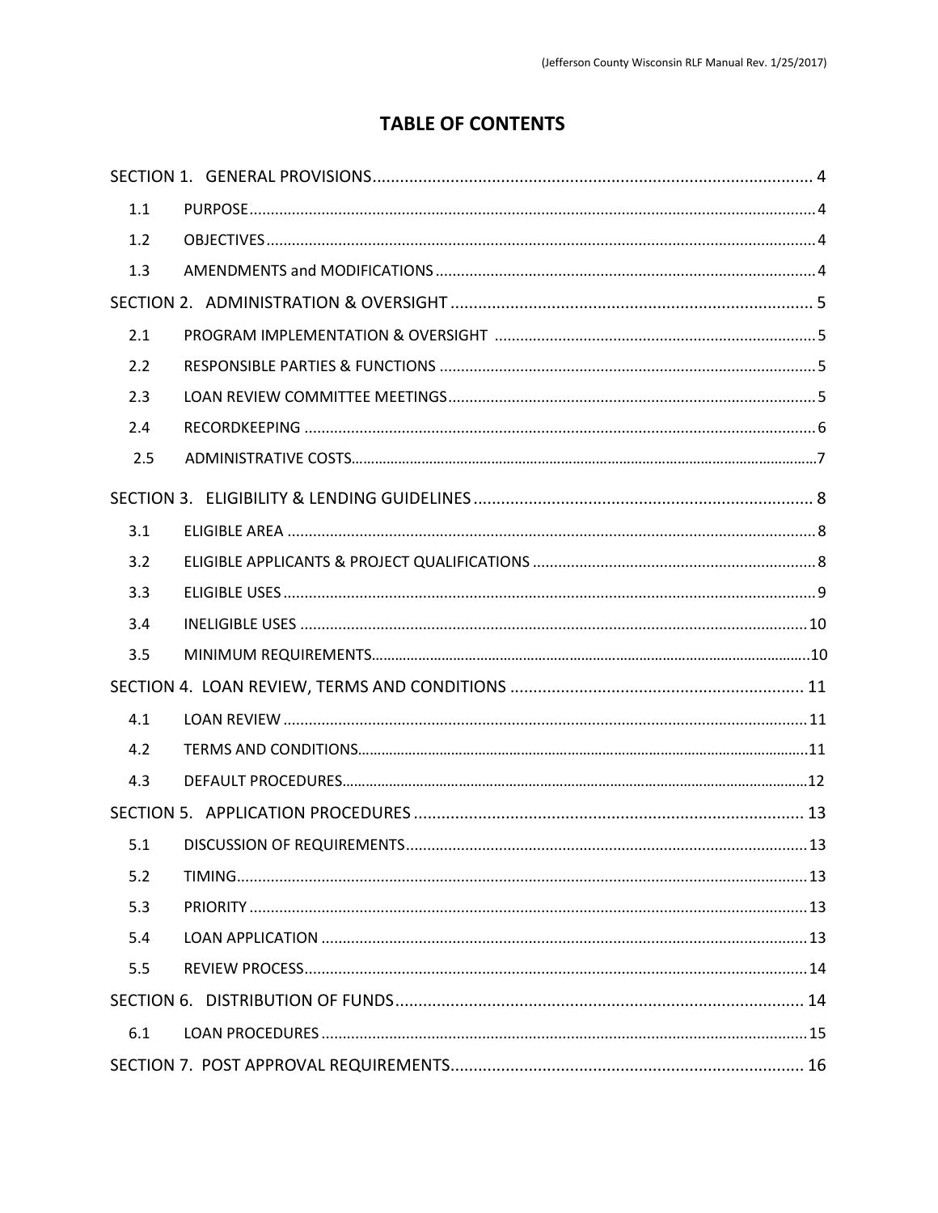# TABLE OF CONTENTS

SECTION 1. GENERAL PROVISIONS ........................................................................................ 4

- 1.1 PURPOSE ........................................................................................................................ 4
- 1.2 OBJECTIVES ................................................................................................................... 4
- 1.3 AMENDMENTS and MODIFICATIONS ............................................................................ 4

SECTION 2. ADMINISTRATION & OVERSIGHT ..................................................................... 5

- 2.1 PROGRAM IMPLEMENTATION & OVERSIGHT ................................................................ 5
- 2.2 RESPONSIBLE PARTIES & FUNCTIONS ........................................................................... 5
- 2.3 LOAN REVIEW COMMITTEE MEETINGS ......................................................................... 5
- 2.4 RECORDKEEPING ........................................................................................................... 6
- 2.5 ADMINISTRATIVE COSTS ................................................................................................ 7

SECTION 3. ELIGIBILITY & LENDING GUIDELINES ................................................................ 8

- 3.1 ELIGIBLE AREA ............................................................................................................... 8
- 3.2 ELIGIBLE APPLICANTS & PROJECT QUALIFICATIONS ...................................................... 8
- 3.3 ELIGIBLE USES ................................................................................................................ 9
- 3.4 INELIGIBLE USES ........................................................................................................... 10
- 3.5 MINIMUM REQUIREMENTS .......................................................................................... 10

SECTION 4. LOAN REVIEW, TERMS AND CONDITIONS ....................................................... 11

- 4.1 LOAN REVIEW .............................................................................................................. 11
- 4.2 TERMS AND CONDITIONS ............................................................................................. 11
- 4.3 DEFAULT PROCEDURES ................................................................................................. 12

SECTION 5. APPLICATION PROCEDURES ............................................................................ 13

- 5.1 DISCUSSION OF REQUIREMENTS .................................................................................. 13
- 5.2 TIMING ......................................................................................................................... 13
- 5.3 PRIORITY ...................................................................................................................... 13
- 5.4 LOAN APPLICATION ...................................................................................................... 13
- 5.5 REVIEW PROCESS .......................................................................................................... 14

SECTION 6. DISTRIBUTION OF FUNDS ............................................................................... 14

- 6.1 LOAN PROCEDURES ...................................................................................................... 15

SECTION 7. POST APPROVAL REQUIREMENTS ................................................................... 16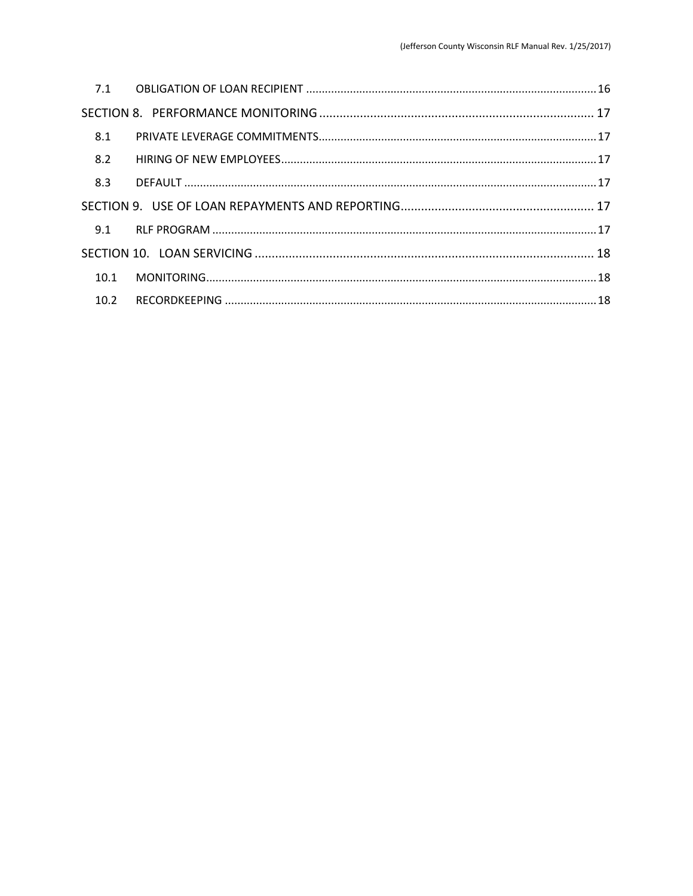| | | |
|---|---|---|
| 7.1 | OBLIGATION OF LOAN RECIPIENT | 16 |
| SECTION 8. | PERFORMANCE MONITORING | 17 |
| 8.1 | PRIVATE LEVERAGE COMMITMENTS | 17 |
| 8.2 | HIRING OF NEW EMPLOYEES | 17 |
| 8.3 | DEFAULT | 17 |
| SECTION 9. | USE OF LOAN REPAYMENTS AND REPORTING | 17 |
| 9.1 | RLF PROGRAM | 17 |
| SECTION 10. | LOAN SERVICING | 18 |
| 10.1 | MONITORING | 18 |
| 10.2 | RECORDKEEPING | 18 |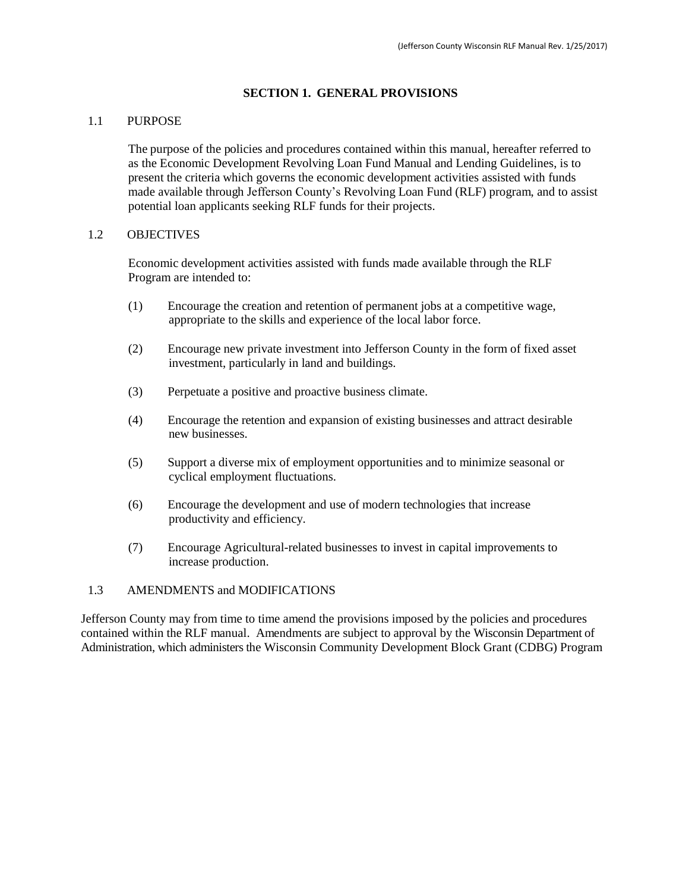## SECTION 1. GENERAL PROVISIONS

### 1.1 PURPOSE

The purpose of the policies and procedures contained within this manual, hereafter referred to as the Economic Development Revolving Loan Fund Manual and Lending Guidelines, is to present the criteria which governs the economic development activities assisted with funds made available through Jefferson County's Revolving Loan Fund (RLF) program, and to assist potential loan applicants seeking RLF funds for their projects.

### 1.2 OBJECTIVES

Economic development activities assisted with funds made available through the RLF Program are intended to:

(1) Encourage the creation and retention of permanent jobs at a competitive wage, appropriate to the skills and experience of the local labor force.

(2) Encourage new private investment into Jefferson County in the form of fixed asset investment, particularly in land and buildings.

(3) Perpetuate a positive and proactive business climate.

(4) Encourage the retention and expansion of existing businesses and attract desirable new businesses.

(5) Support a diverse mix of employment opportunities and to minimize seasonal or cyclical employment fluctuations.

(6) Encourage the development and use of modern technologies that increase productivity and efficiency.

(7) Encourage Agricultural-related businesses to invest in capital improvements to increase production.

### 1.3 AMENDMENTS and MODIFICATIONS

Jefferson County may from time to time amend the provisions imposed by the policies and procedures contained within the RLF manual. Amendments are subject to approval by the Wisconsin Department of Administration, which administers the Wisconsin Community Development Block Grant (CDBG) Program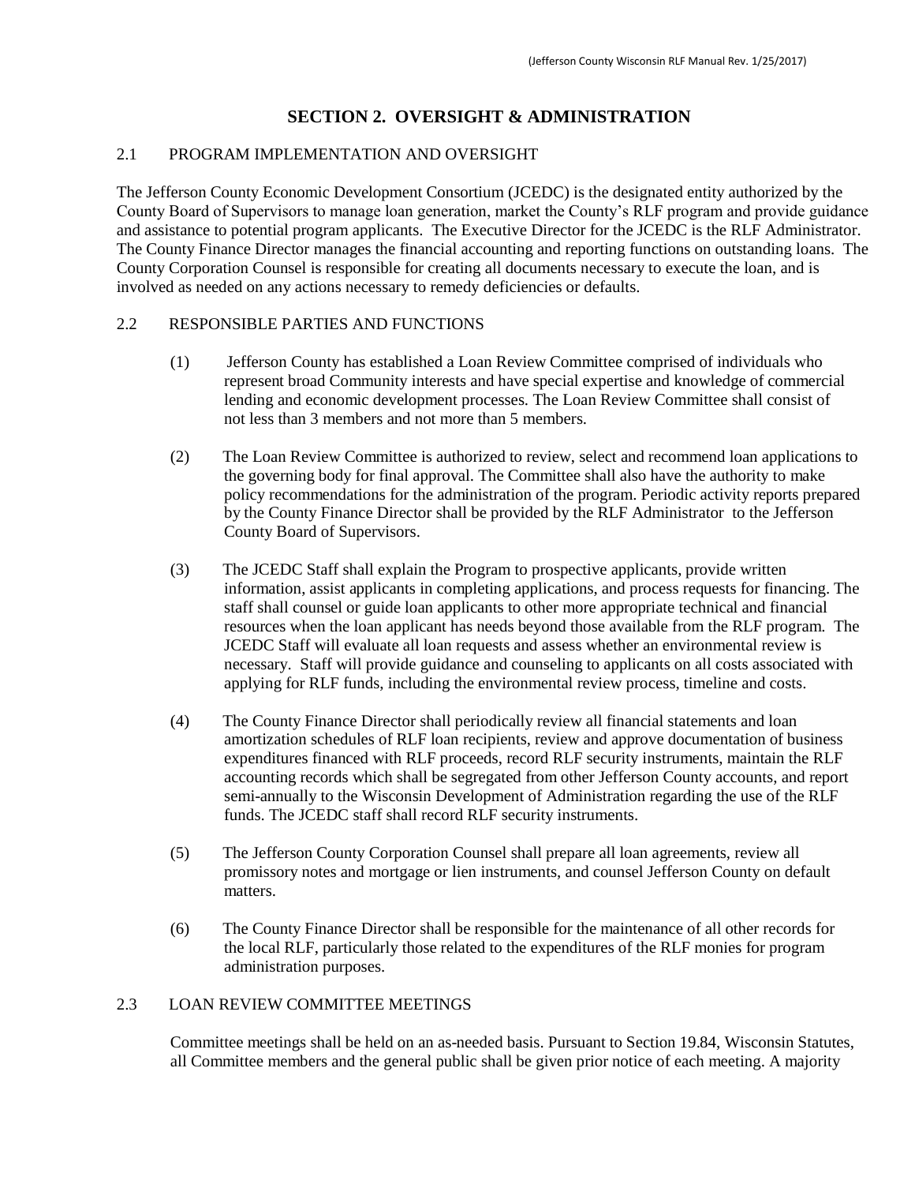## SECTION 2. OVERSIGHT & ADMINISTRATION

### 2.1 PROGRAM IMPLEMENTATION AND OVERSIGHT

The Jefferson County Economic Development Consortium (JCEDC) is the designated entity authorized by the County Board of Supervisors to manage loan generation, market the County's RLF program and provide guidance and assistance to potential program applicants. The Executive Director for the JCEDC is the RLF Administrator. The County Finance Director manages the financial accounting and reporting functions on outstanding loans. The County Corporation Counsel is responsible for creating all documents necessary to execute the loan, and is involved as needed on any actions necessary to remedy deficiencies or defaults.

### 2.2 RESPONSIBLE PARTIES AND FUNCTIONS

(1) Jefferson County has established a Loan Review Committee comprised of individuals who represent broad Community interests and have special expertise and knowledge of commercial lending and economic development processes. The Loan Review Committee shall consist of not less than 3 members and not more than 5 members.

(2) The Loan Review Committee is authorized to review, select and recommend loan applications to the governing body for final approval. The Committee shall also have the authority to make policy recommendations for the administration of the program. Periodic activity reports prepared by the County Finance Director shall be provided by the RLF Administrator to the Jefferson County Board of Supervisors.

(3) The JCEDC Staff shall explain the Program to prospective applicants, provide written information, assist applicants in completing applications, and process requests for financing. The staff shall counsel or guide loan applicants to other more appropriate technical and financial resources when the loan applicant has needs beyond those available from the RLF program. The JCEDC Staff will evaluate all loan requests and assess whether an environmental review is necessary. Staff will provide guidance and counseling to applicants on all costs associated with applying for RLF funds, including the environmental review process, timeline and costs.

(4) The County Finance Director shall periodically review all financial statements and loan amortization schedules of RLF loan recipients, review and approve documentation of business expenditures financed with RLF proceeds, record RLF security instruments, maintain the RLF accounting records which shall be segregated from other Jefferson County accounts, and report semi-annually to the Wisconsin Development of Administration regarding the use of the RLF funds. The JCEDC staff shall record RLF security instruments.

(5) The Jefferson County Corporation Counsel shall prepare all loan agreements, review all promissory notes and mortgage or lien instruments, and counsel Jefferson County on default matters.

(6) The County Finance Director shall be responsible for the maintenance of all other records for the local RLF, particularly those related to the expenditures of the RLF monies for program administration purposes.

### 2.3 LOAN REVIEW COMMITTEE MEETINGS

Committee meetings shall be held on an as-needed basis. Pursuant to Section 19.84, Wisconsin Statutes, all Committee members and the general public shall be given prior notice of each meeting. A majority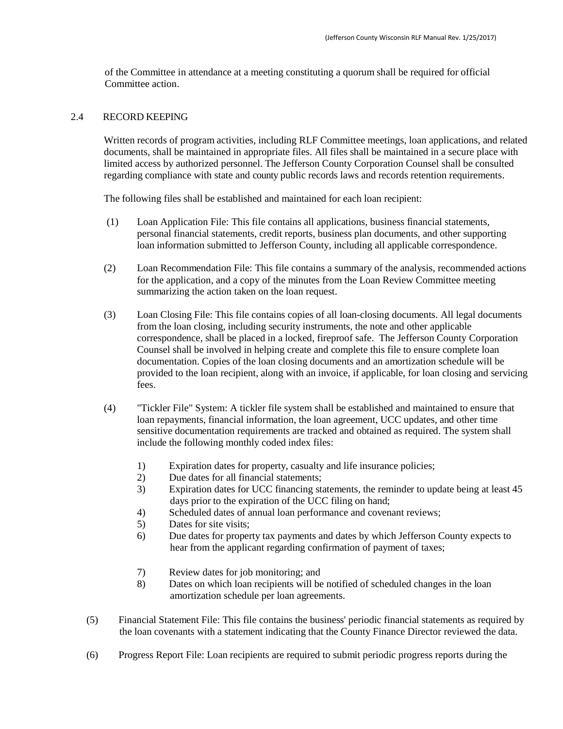of the Committee in attendance at a meeting constituting a quorum shall be required for official Committee action.

## 2.4 RECORD KEEPING

Written records of program activities, including RLF Committee meetings, loan applications, and related documents, shall be maintained in appropriate files. All files shall be maintained in a secure place with limited access by authorized personnel. The Jefferson County Corporation Counsel shall be consulted regarding compliance with state and county public records laws and records retention requirements.

The following files shall be established and maintained for each loan recipient:

(1) Loan Application File: This file contains all applications, business financial statements, personal financial statements, credit reports, business plan documents, and other supporting loan information submitted to Jefferson County, including all applicable correspondence.

(2) Loan Recommendation File: This file contains a summary of the analysis, recommended actions for the application, and a copy of the minutes from the Loan Review Committee meeting summarizing the action taken on the loan request.

(3) Loan Closing File: This file contains copies of all loan-closing documents. All legal documents from the loan closing, including security instruments, the note and other applicable correspondence, shall be placed in a locked, fireproof safe. The Jefferson County Corporation Counsel shall be involved in helping create and complete this file to ensure complete loan documentation. Copies of the loan closing documents and an amortization schedule will be provided to the loan recipient, along with an invoice, if applicable, for loan closing and servicing fees.

(4) "Tickler File" System: A tickler file system shall be established and maintained to ensure that loan repayments, financial information, the loan agreement, UCC updates, and other time sensitive documentation requirements are tracked and obtained as required. The system shall include the following monthly coded index files:

1) Expiration dates for property, casualty and life insurance policies;
2) Due dates for all financial statements;
3) Expiration dates for UCC financing statements, the reminder to update being at least 45 days prior to the expiration of the UCC filing on hand;
4) Scheduled dates of annual loan performance and covenant reviews;
5) Dates for site visits;
6) Due dates for property tax payments and dates by which Jefferson County expects to hear from the applicant regarding confirmation of payment of taxes;
7) Review dates for job monitoring; and
8) Dates on which loan recipients will be notified of scheduled changes in the loan amortization schedule per loan agreements.

(5) Financial Statement File: This file contains the business' periodic financial statements as required by the loan covenants with a statement indicating that the County Finance Director reviewed the data.

(6) Progress Report File: Loan recipients are required to submit periodic progress reports during the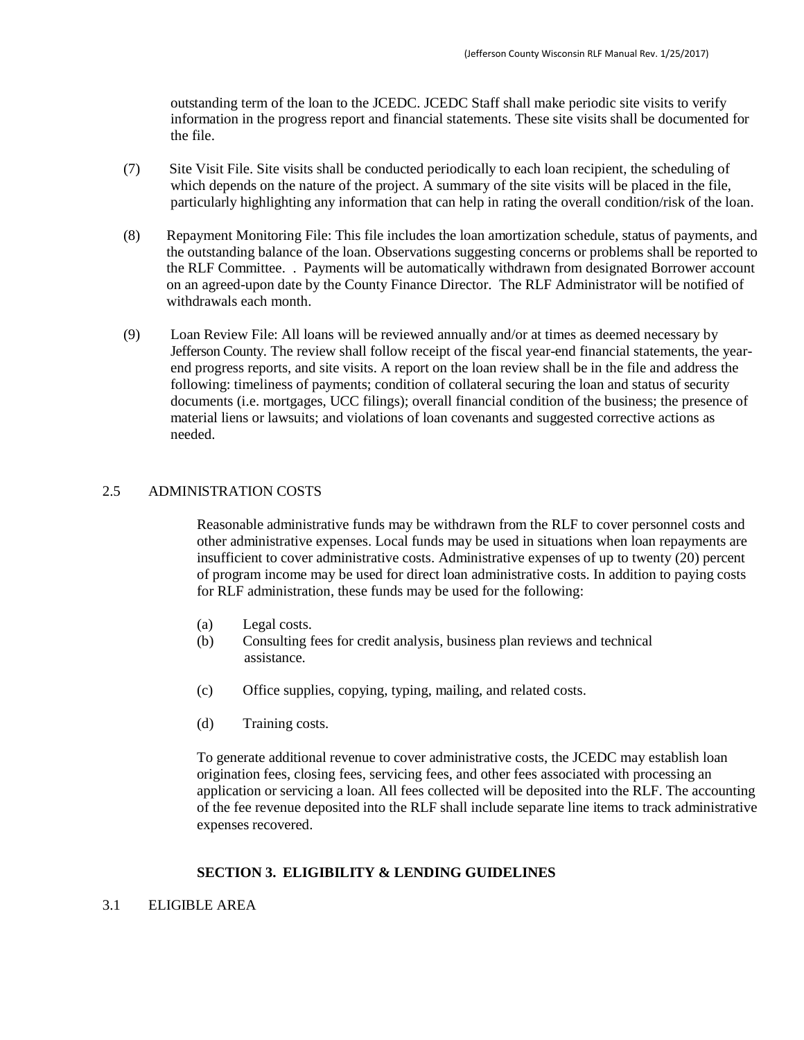outstanding term of the loan to the JCEDC. JCEDC Staff shall make periodic site visits to verify information in the progress report and financial statements. These site visits shall be documented for the file.

(7) Site Visit File. Site visits shall be conducted periodically to each loan recipient, the scheduling of which depends on the nature of the project. A summary of the site visits will be placed in the file, particularly highlighting any information that can help in rating the overall condition/risk of the loan.

(8) Repayment Monitoring File: This file includes the loan amortization schedule, status of payments, and the outstanding balance of the loan. Observations suggesting concerns or problems shall be reported to the RLF Committee. . Payments will be automatically withdrawn from designated Borrower account on an agreed-upon date by the County Finance Director. The RLF Administrator will be notified of withdrawals each month.

(9) Loan Review File: All loans will be reviewed annually and/or at times as deemed necessary by Jefferson County. The review shall follow receipt of the fiscal year-end financial statements, the year-end progress reports, and site visits. A report on the loan review shall be in the file and address the following: timeliness of payments; condition of collateral securing the loan and status of security documents (i.e. mortgages, UCC filings); overall financial condition of the business; the presence of material liens or lawsuits; and violations of loan covenants and suggested corrective actions as needed.

## 2.5 ADMINISTRATION COSTS

Reasonable administrative funds may be withdrawn from the RLF to cover personnel costs and other administrative expenses. Local funds may be used in situations when loan repayments are insufficient to cover administrative costs. Administrative expenses of up to twenty (20) percent of program income may be used for direct loan administrative costs. In addition to paying costs for RLF administration, these funds may be used for the following:

(a) Legal costs.

(b) Consulting fees for credit analysis, business plan reviews and technical assistance.

(c) Office supplies, copying, typing, mailing, and related costs.

(d) Training costs.

To generate additional revenue to cover administrative costs, the JCEDC may establish loan origination fees, closing fees, servicing fees, and other fees associated with processing an application or servicing a loan. All fees collected will be deposited into the RLF. The accounting of the fee revenue deposited into the RLF shall include separate line items to track administrative expenses recovered.

# SECTION 3. ELIGIBILITY & LENDING GUIDELINES

## 3.1 ELIGIBLE AREA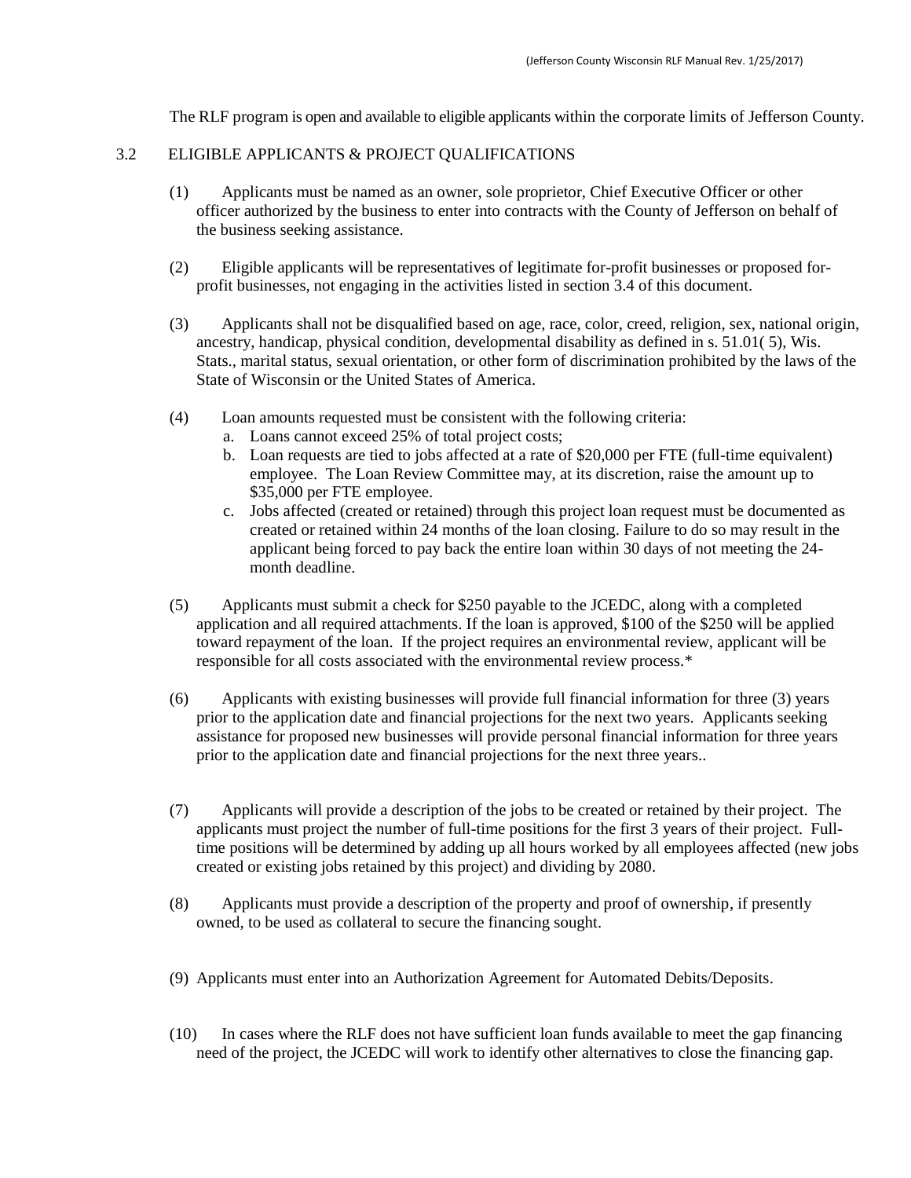The RLF program is open and available to eligible applicants within the corporate limits of Jefferson County.

## 3.2 ELIGIBLE APPLICANTS & PROJECT QUALIFICATIONS

(1) Applicants must be named as an owner, sole proprietor, Chief Executive Officer or other officer authorized by the business to enter into contracts with the County of Jefferson on behalf of the business seeking assistance.

(2) Eligible applicants will be representatives of legitimate for-profit businesses or proposed for-profit businesses, not engaging in the activities listed in section 3.4 of this document.

(3) Applicants shall not be disqualified based on age, race, color, creed, religion, sex, national origin, ancestry, handicap, physical condition, developmental disability as defined in s. 51.01( 5), Wis. Stats., marital status, sexual orientation, or other form of discrimination prohibited by the laws of the State of Wisconsin or the United States of America.

(4) Loan amounts requested must be consistent with the following criteria:

a. Loans cannot exceed 25% of total project costs;

b. Loan requests are tied to jobs affected at a rate of $20,000 per FTE (full-time equivalent) employee. The Loan Review Committee may, at its discretion, raise the amount up to $35,000 per FTE employee.

c. Jobs affected (created or retained) through this project loan request must be documented as created or retained within 24 months of the loan closing. Failure to do so may result in the applicant being forced to pay back the entire loan within 30 days of not meeting the 24-month deadline.

(5) Applicants must submit a check for $250 payable to the JCEDC, along with a completed application and all required attachments. If the loan is approved, $100 of the $250 will be applied toward repayment of the loan. If the project requires an environmental review, applicant will be responsible for all costs associated with the environmental review process.*

(6) Applicants with existing businesses will provide full financial information for three (3) years prior to the application date and financial projections for the next two years. Applicants seeking assistance for proposed new businesses will provide personal financial information for three years prior to the application date and financial projections for the next three years..

(7) Applicants will provide a description of the jobs to be created or retained by their project. The applicants must project the number of full-time positions for the first 3 years of their project. Full-time positions will be determined by adding up all hours worked by all employees affected (new jobs created or existing jobs retained by this project) and dividing by 2080.

(8) Applicants must provide a description of the property and proof of ownership, if presently owned, to be used as collateral to secure the financing sought.

(9) Applicants must enter into an Authorization Agreement for Automated Debits/Deposits.

(10) In cases where the RLF does not have sufficient loan funds available to meet the gap financing need of the project, the JCEDC will work to identify other alternatives to close the financing gap.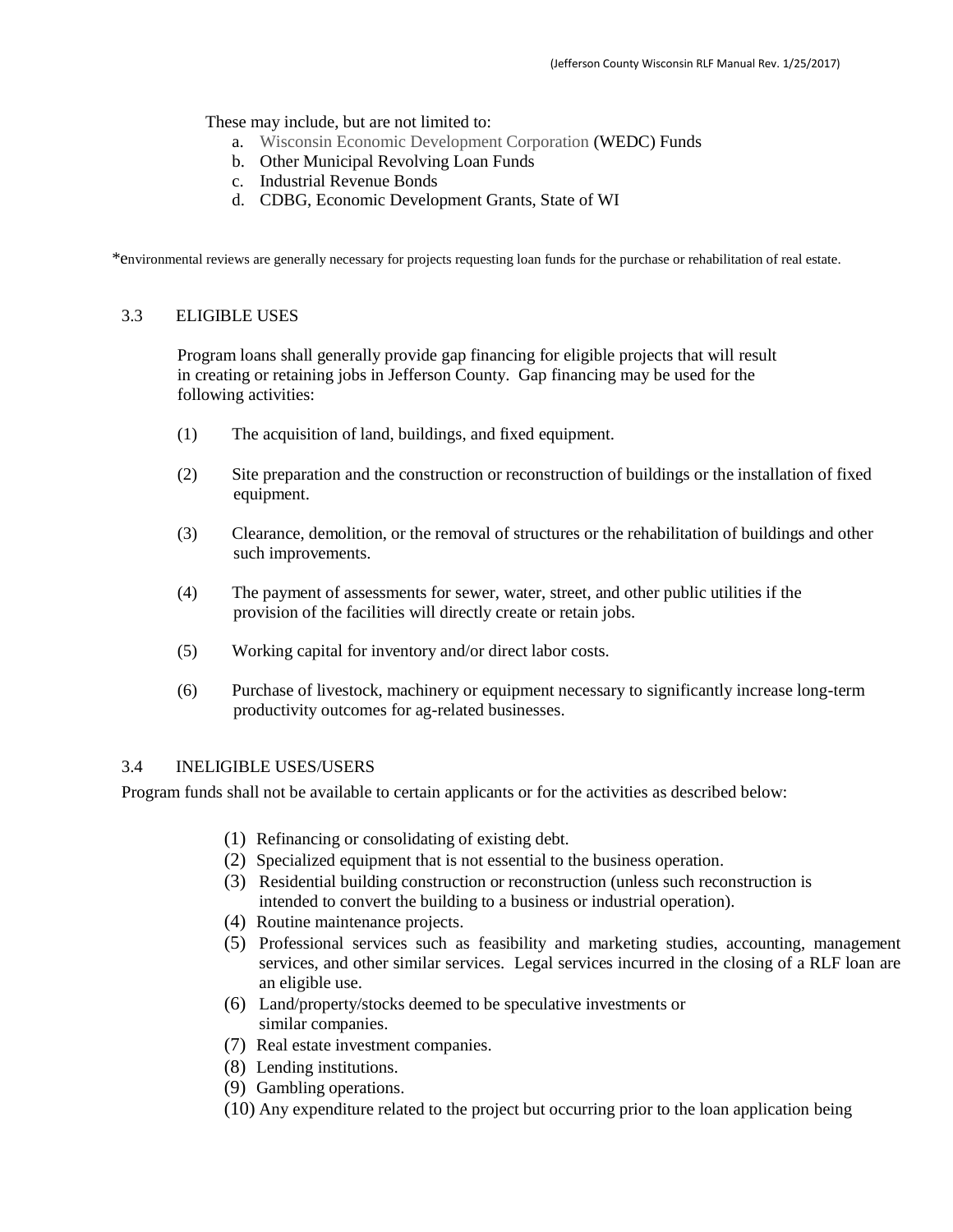These may include, but are not limited to:

a. Wisconsin Economic Development Corporation (WEDC) Funds
b. Other Municipal Revolving Loan Funds
c. Industrial Revenue Bonds
d. CDBG, Economic Development Grants, State of WI

*environmental reviews are generally necessary for projects requesting loan funds for the purchase or rehabilitation of real estate.

## 3.3 ELIGIBLE USES

Program loans shall generally provide gap financing for eligible projects that will result in creating or retaining jobs in Jefferson County. Gap financing may be used for the following activities:

(1) The acquisition of land, buildings, and fixed equipment.

(2) Site preparation and the construction or reconstruction of buildings or the installation of fixed equipment.

(3) Clearance, demolition, or the removal of structures or the rehabilitation of buildings and other such improvements.

(4) The payment of assessments for sewer, water, street, and other public utilities if the provision of the facilities will directly create or retain jobs.

(5) Working capital for inventory and/or direct labor costs.

(6) Purchase of livestock, machinery or equipment necessary to significantly increase long-term productivity outcomes for ag-related businesses.

## 3.4 INELIGIBLE USES/USERS

Program funds shall not be available to certain applicants or for the activities as described below:

(1) Refinancing or consolidating of existing debt.
(2) Specialized equipment that is not essential to the business operation.
(3) Residential building construction or reconstruction (unless such reconstruction is intended to convert the building to a business or industrial operation).
(4) Routine maintenance projects.
(5) Professional services such as feasibility and marketing studies, accounting, management services, and other similar services. Legal services incurred in the closing of a RLF loan are an eligible use.
(6) Land/property/stocks deemed to be speculative investments or similar companies.
(7) Real estate investment companies.
(8) Lending institutions.
(9) Gambling operations.
(10) Any expenditure related to the project but occurring prior to the loan application being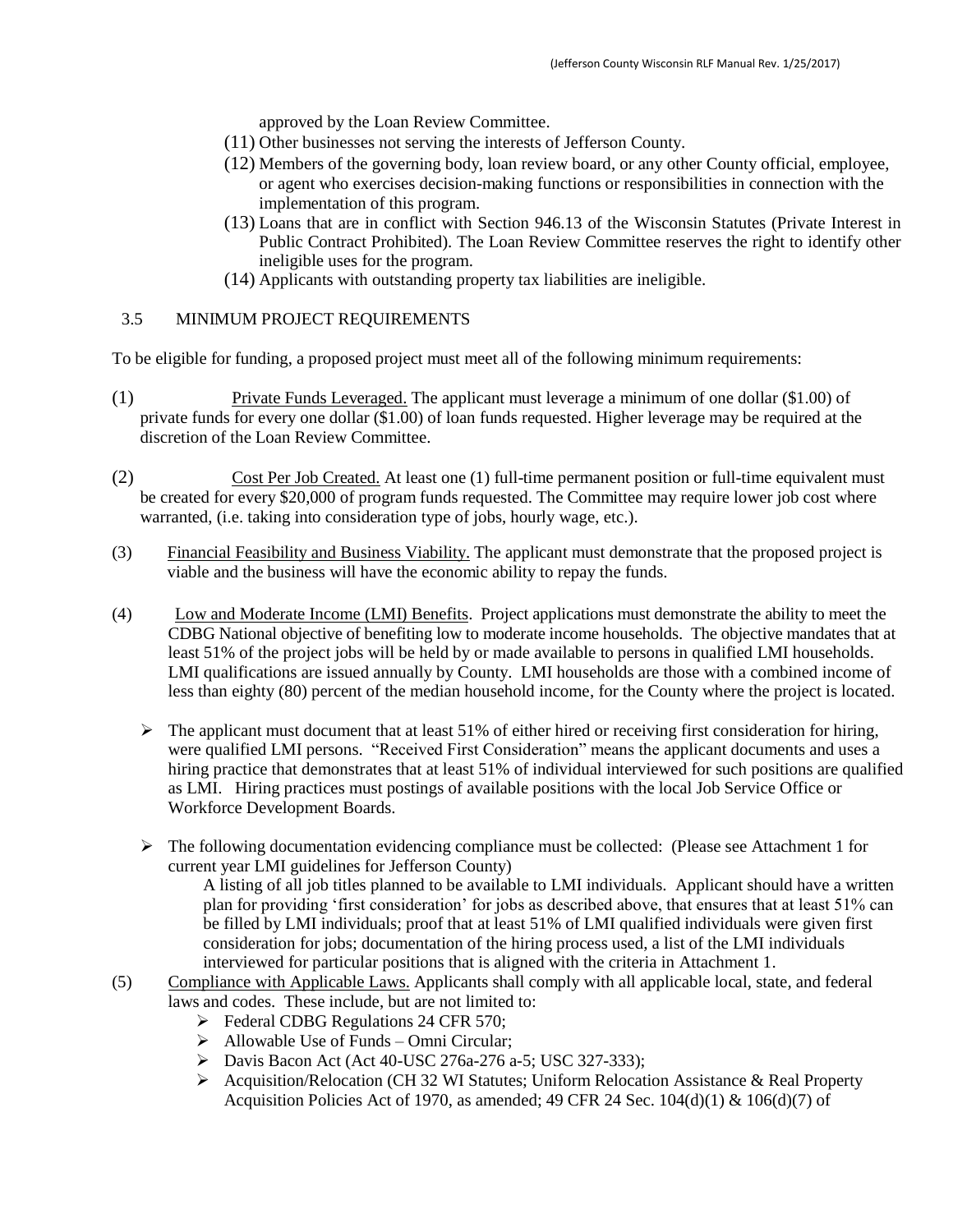approved by the Loan Review Committee.

(11) Other businesses not serving the interests of Jefferson County.

(12) Members of the governing body, loan review board, or any other County official, employee, or agent who exercises decision-making functions or responsibilities in connection with the implementation of this program.

(13) Loans that are in conflict with Section 946.13 of the Wisconsin Statutes (Private Interest in Public Contract Prohibited). The Loan Review Committee reserves the right to identify other ineligible uses for the program.

(14) Applicants with outstanding property tax liabilities are ineligible.

## 3.5 MINIMUM PROJECT REQUIREMENTS

To be eligible for funding, a proposed project must meet all of the following minimum requirements:

(1) Private Funds Leveraged. The applicant must leverage a minimum of one dollar ($1.00) of private funds for every one dollar ($1.00) of loan funds requested. Higher leverage may be required at the discretion of the Loan Review Committee.

(2) Cost Per Job Created. At least one (1) full-time permanent position or full-time equivalent must be created for every $20,000 of program funds requested. The Committee may require lower job cost where warranted, (i.e. taking into consideration type of jobs, hourly wage, etc.).

(3) Financial Feasibility and Business Viability. The applicant must demonstrate that the proposed project is viable and the business will have the economic ability to repay the funds.

(4) Low and Moderate Income (LMI) Benefits. Project applications must demonstrate the ability to meet the CDBG National objective of benefiting low to moderate income households. The objective mandates that at least 51% of the project jobs will be held by or made available to persons in qualified LMI households. LMI qualifications are issued annually by County. LMI households are those with a combined income of less than eighty (80) percent of the median household income, for the County where the project is located.

- The applicant must document that at least 51% of either hired or receiving first consideration for hiring, were qualified LMI persons. "Received First Consideration" means the applicant documents and uses a hiring practice that demonstrates that at least 51% of individual interviewed for such positions are qualified as LMI. Hiring practices must postings of available positions with the local Job Service Office or Workforce Development Boards.

- The following documentation evidencing compliance must be collected: (Please see Attachment 1 for current year LMI guidelines for Jefferson County)
  A listing of all job titles planned to be available to LMI individuals. Applicant should have a written plan for providing 'first consideration' for jobs as described above, that ensures that at least 51% can be filled by LMI individuals; proof that at least 51% of LMI qualified individuals were given first consideration for jobs; documentation of the hiring process used, a list of the LMI individuals interviewed for particular positions that is aligned with the criteria in Attachment 1.

(5) Compliance with Applicable Laws. Applicants shall comply with all applicable local, state, and federal laws and codes. These include, but are not limited to:

- Federal CDBG Regulations 24 CFR 570;
- Allowable Use of Funds – Omni Circular;
- Davis Bacon Act (Act 40-USC 276a-276 a-5; USC 327-333);
- Acquisition/Relocation (CH 32 WI Statutes; Uniform Relocation Assistance & Real Property Acquisition Policies Act of 1970, as amended; 49 CFR 24 Sec. 104(d)(1) & 106(d)(7) of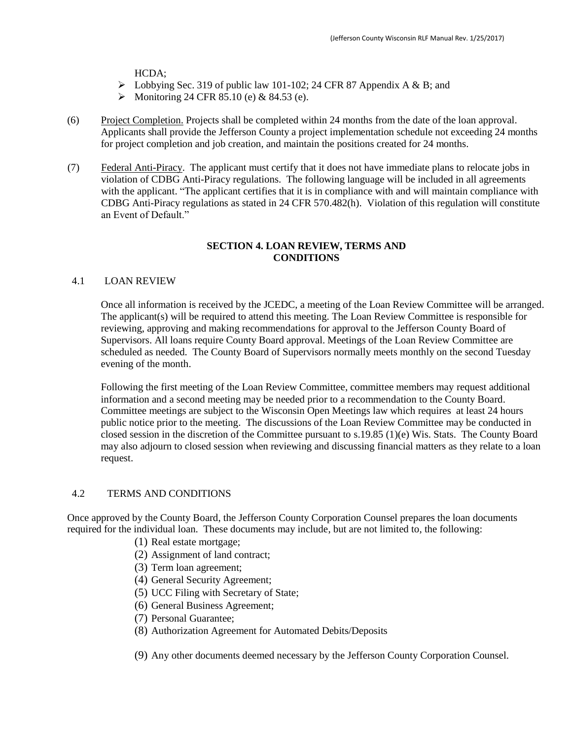HCDA;

- Lobbying Sec. 319 of public law 101-102; 24 CFR 87 Appendix A & B; and
- Monitoring 24 CFR 85.10 (e) & 84.53 (e).

(6) Project Completion. Projects shall be completed within 24 months from the date of the loan approval. Applicants shall provide the Jefferson County a project implementation schedule not exceeding 24 months for project completion and job creation, and maintain the positions created for 24 months.

(7) Federal Anti-Piracy. The applicant must certify that it does not have immediate plans to relocate jobs in violation of CDBG Anti-Piracy regulations. The following language will be included in all agreements with the applicant. "The applicant certifies that it is in compliance with and will maintain compliance with CDBG Anti-Piracy regulations as stated in 24 CFR 570.482(h). Violation of this regulation will constitute an Event of Default."

## SECTION 4. LOAN REVIEW, TERMS AND CONDITIONS

### 4.1 LOAN REVIEW

Once all information is received by the JCEDC, a meeting of the Loan Review Committee will be arranged. The applicant(s) will be required to attend this meeting. The Loan Review Committee is responsible for reviewing, approving and making recommendations for approval to the Jefferson County Board of Supervisors. All loans require County Board approval. Meetings of the Loan Review Committee are scheduled as needed. The County Board of Supervisors normally meets monthly on the second Tuesday evening of the month.

Following the first meeting of the Loan Review Committee, committee members may request additional information and a second meeting may be needed prior to a recommendation to the County Board. Committee meetings are subject to the Wisconsin Open Meetings law which requires at least 24 hours public notice prior to the meeting. The discussions of the Loan Review Committee may be conducted in closed session in the discretion of the Committee pursuant to s.19.85 (1)(e) Wis. Stats. The County Board may also adjourn to closed session when reviewing and discussing financial matters as they relate to a loan request.

### 4.2 TERMS AND CONDITIONS

Once approved by the County Board, the Jefferson County Corporation Counsel prepares the loan documents required for the individual loan. These documents may include, but are not limited to, the following:

(1) Real estate mortgage;
(2) Assignment of land contract;
(3) Term loan agreement;
(4) General Security Agreement;
(5) UCC Filing with Secretary of State;
(6) General Business Agreement;
(7) Personal Guarantee;
(8) Authorization Agreement for Automated Debits/Deposits

(9) Any other documents deemed necessary by the Jefferson County Corporation Counsel.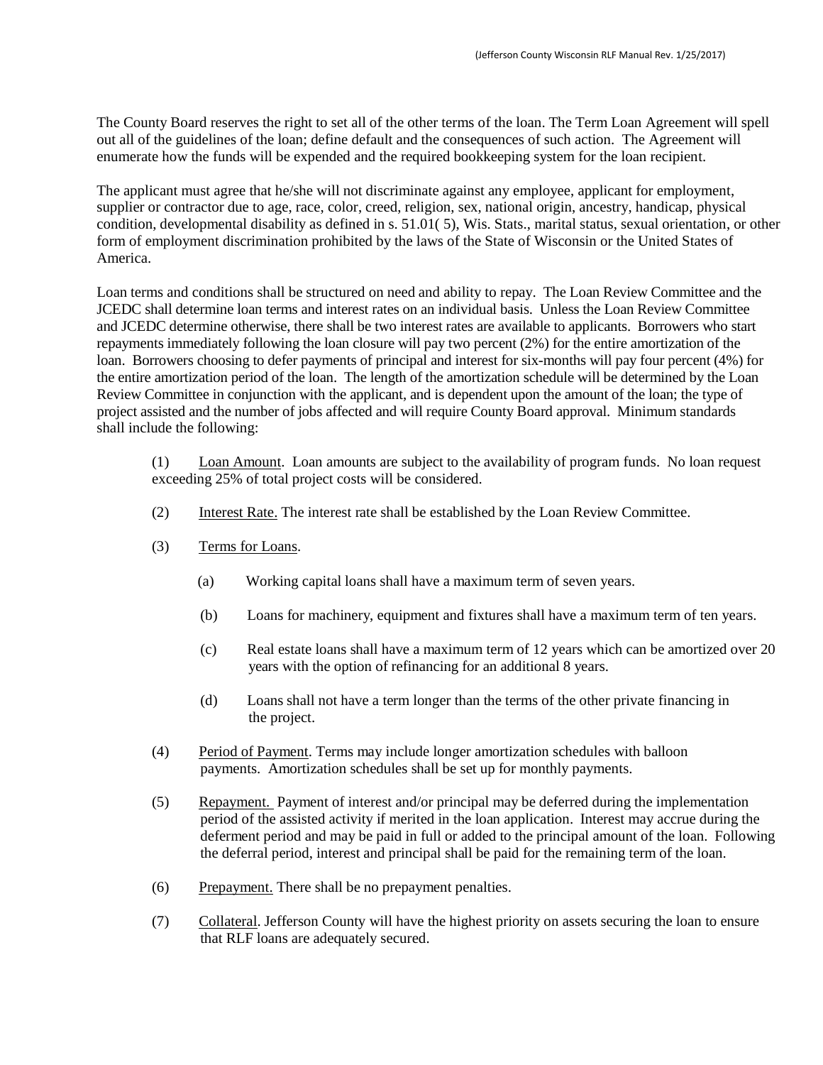The County Board reserves the right to set all of the other terms of the loan. The Term Loan Agreement will spell out all of the guidelines of the loan; define default and the consequences of such action. The Agreement will enumerate how the funds will be expended and the required bookkeeping system for the loan recipient.

The applicant must agree that he/she will not discriminate against any employee, applicant for employment, supplier or contractor due to age, race, color, creed, religion, sex, national origin, ancestry, handicap, physical condition, developmental disability as defined in s. 51.01( 5), Wis. Stats., marital status, sexual orientation, or other form of employment discrimination prohibited by the laws of the State of Wisconsin or the United States of America.

Loan terms and conditions shall be structured on need and ability to repay. The Loan Review Committee and the JCEDC shall determine loan terms and interest rates on an individual basis. Unless the Loan Review Committee and JCEDC determine otherwise, there shall be two interest rates are available to applicants. Borrowers who start repayments immediately following the loan closure will pay two percent (2%) for the entire amortization of the loan. Borrowers choosing to defer payments of principal and interest for six-months will pay four percent (4%) for the entire amortization period of the loan. The length of the amortization schedule will be determined by the Loan Review Committee in conjunction with the applicant, and is dependent upon the amount of the loan; the type of project assisted and the number of jobs affected and will require County Board approval. Minimum standards shall include the following:

(1) Loan Amount. Loan amounts are subject to the availability of program funds. No loan request exceeding 25% of total project costs will be considered.

(2) Interest Rate. The interest rate shall be established by the Loan Review Committee.

(3) Terms for Loans.

(a) Working capital loans shall have a maximum term of seven years.

(b) Loans for machinery, equipment and fixtures shall have a maximum term of ten years.

(c) Real estate loans shall have a maximum term of 12 years which can be amortized over 20 years with the option of refinancing for an additional 8 years.

(d) Loans shall not have a term longer than the terms of the other private financing in the project.

(4) Period of Payment. Terms may include longer amortization schedules with balloon payments. Amortization schedules shall be set up for monthly payments.

(5) Repayment. Payment of interest and/or principal may be deferred during the implementation period of the assisted activity if merited in the loan application. Interest may accrue during the deferment period and may be paid in full or added to the principal amount of the loan. Following the deferral period, interest and principal shall be paid for the remaining term of the loan.

(6) Prepayment. There shall be no prepayment penalties.

(7) Collateral. Jefferson County will have the highest priority on assets securing the loan to ensure that RLF loans are adequately secured.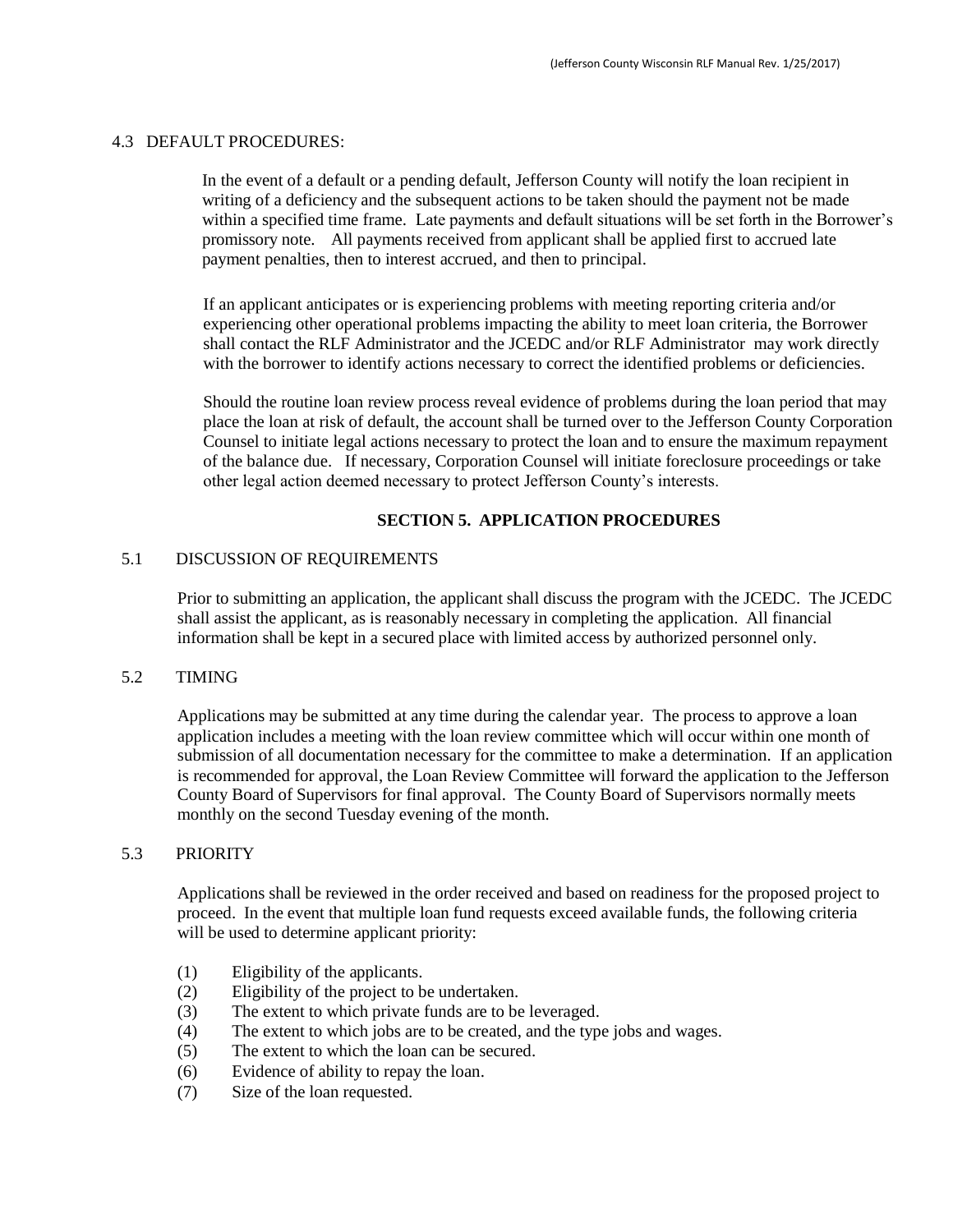### 4.3 DEFAULT PROCEDURES:

In the event of a default or a pending default, Jefferson County will notify the loan recipient in writing of a deficiency and the subsequent actions to be taken should the payment not be made within a specified time frame. Late payments and default situations will be set forth in the Borrower's promissory note. All payments received from applicant shall be applied first to accrued late payment penalties, then to interest accrued, and then to principal.

If an applicant anticipates or is experiencing problems with meeting reporting criteria and/or experiencing other operational problems impacting the ability to meet loan criteria, the Borrower shall contact the RLF Administrator and the JCEDC and/or RLF Administrator may work directly with the borrower to identify actions necessary to correct the identified problems or deficiencies.

Should the routine loan review process reveal evidence of problems during the loan period that may place the loan at risk of default, the account shall be turned over to the Jefferson County Corporation Counsel to initiate legal actions necessary to protect the loan and to ensure the maximum repayment of the balance due. If necessary, Corporation Counsel will initiate foreclosure proceedings or take other legal action deemed necessary to protect Jefferson County's interests.

## SECTION 5. APPLICATION PROCEDURES

### 5.1 DISCUSSION OF REQUIREMENTS

Prior to submitting an application, the applicant shall discuss the program with the JCEDC. The JCEDC shall assist the applicant, as is reasonably necessary in completing the application. All financial information shall be kept in a secured place with limited access by authorized personnel only.

### 5.2 TIMING

Applications may be submitted at any time during the calendar year. The process to approve a loan application includes a meeting with the loan review committee which will occur within one month of submission of all documentation necessary for the committee to make a determination. If an application is recommended for approval, the Loan Review Committee will forward the application to the Jefferson County Board of Supervisors for final approval. The County Board of Supervisors normally meets monthly on the second Tuesday evening of the month.

### 5.3 PRIORITY

Applications shall be reviewed in the order received and based on readiness for the proposed project to proceed. In the event that multiple loan fund requests exceed available funds, the following criteria will be used to determine applicant priority:

(1) Eligibility of the applicants.
(2) Eligibility of the project to be undertaken.
(3) The extent to which private funds are to be leveraged.
(4) The extent to which jobs are to be created, and the type jobs and wages.
(5) The extent to which the loan can be secured.
(6) Evidence of ability to repay the loan.
(7) Size of the loan requested.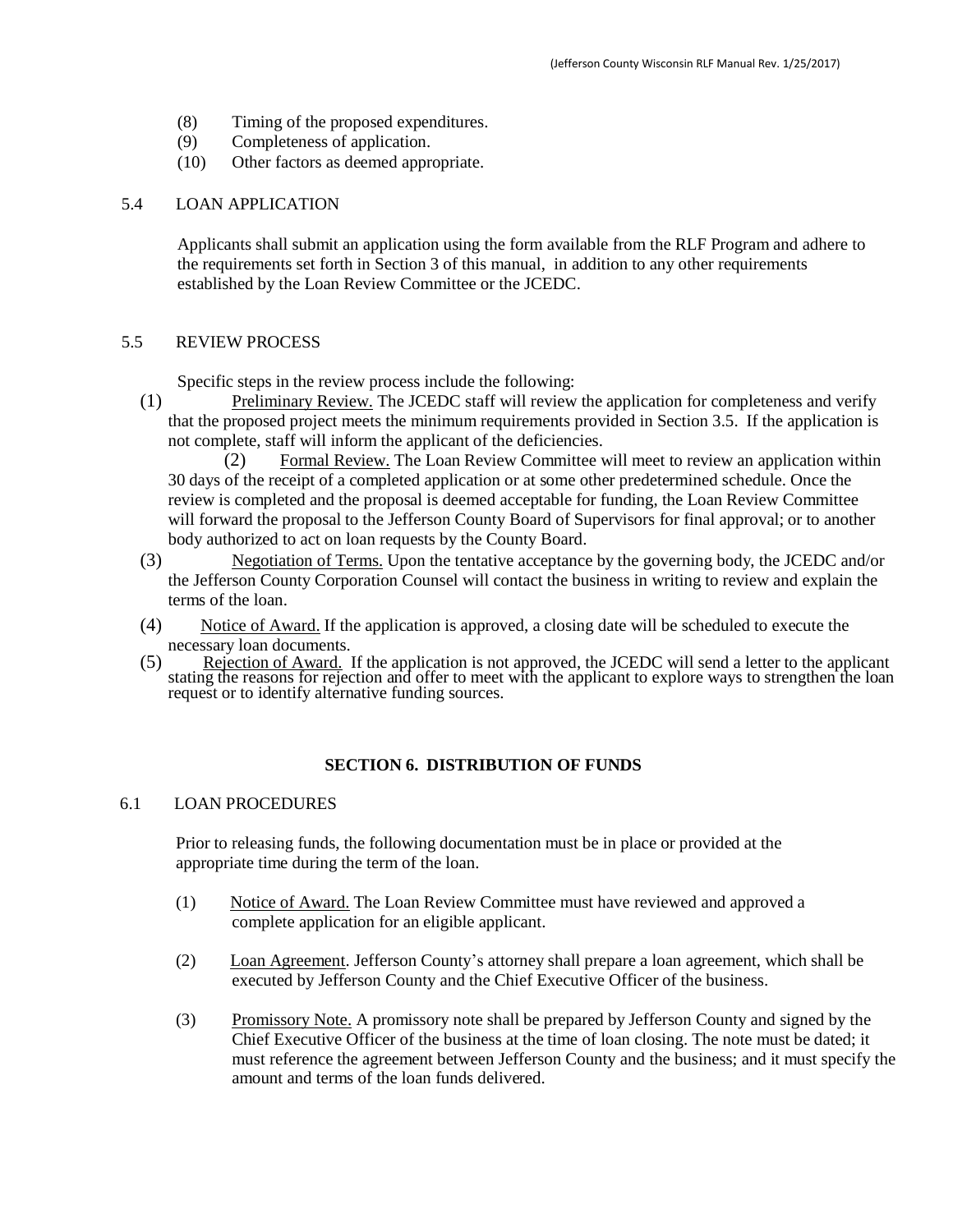(8) Timing of the proposed expenditures.
(9) Completeness of application.
(10) Other factors as deemed appropriate.

5.4 LOAN APPLICATION

Applicants shall submit an application using the form available from the RLF Program and adhere to the requirements set forth in Section 3 of this manual, in addition to any other requirements established by the Loan Review Committee or the JCEDC.

5.5 REVIEW PROCESS

Specific steps in the review process include the following:

(1) Preliminary Review. The JCEDC staff will review the application for completeness and verify that the proposed project meets the minimum requirements provided in Section 3.5. If the application is not complete, staff will inform the applicant of the deficiencies.

(2) Formal Review. The Loan Review Committee will meet to review an application within 30 days of the receipt of a completed application or at some other predetermined schedule. Once the review is completed and the proposal is deemed acceptable for funding, the Loan Review Committee will forward the proposal to the Jefferson County Board of Supervisors for final approval; or to another body authorized to act on loan requests by the County Board.

(3) Negotiation of Terms. Upon the tentative acceptance by the governing body, the JCEDC and/or the Jefferson County Corporation Counsel will contact the business in writing to review and explain the terms of the loan.

(4) Notice of Award. If the application is approved, a closing date will be scheduled to execute the necessary loan documents.

(5) Rejection of Award. If the application is not approved, the JCEDC will send a letter to the applicant stating the reasons for rejection and offer to meet with the applicant to explore ways to strengthen the loan request or to identify alternative funding sources.

## SECTION 6. DISTRIBUTION OF FUNDS

6.1 LOAN PROCEDURES

Prior to releasing funds, the following documentation must be in place or provided at the appropriate time during the term of the loan.

(1) Notice of Award. The Loan Review Committee must have reviewed and approved a complete application for an eligible applicant.

(2) Loan Agreement. Jefferson County's attorney shall prepare a loan agreement, which shall be executed by Jefferson County and the Chief Executive Officer of the business.

(3) Promissory Note. A promissory note shall be prepared by Jefferson County and signed by the Chief Executive Officer of the business at the time of loan closing. The note must be dated; it must reference the agreement between Jefferson County and the business; and it must specify the amount and terms of the loan funds delivered.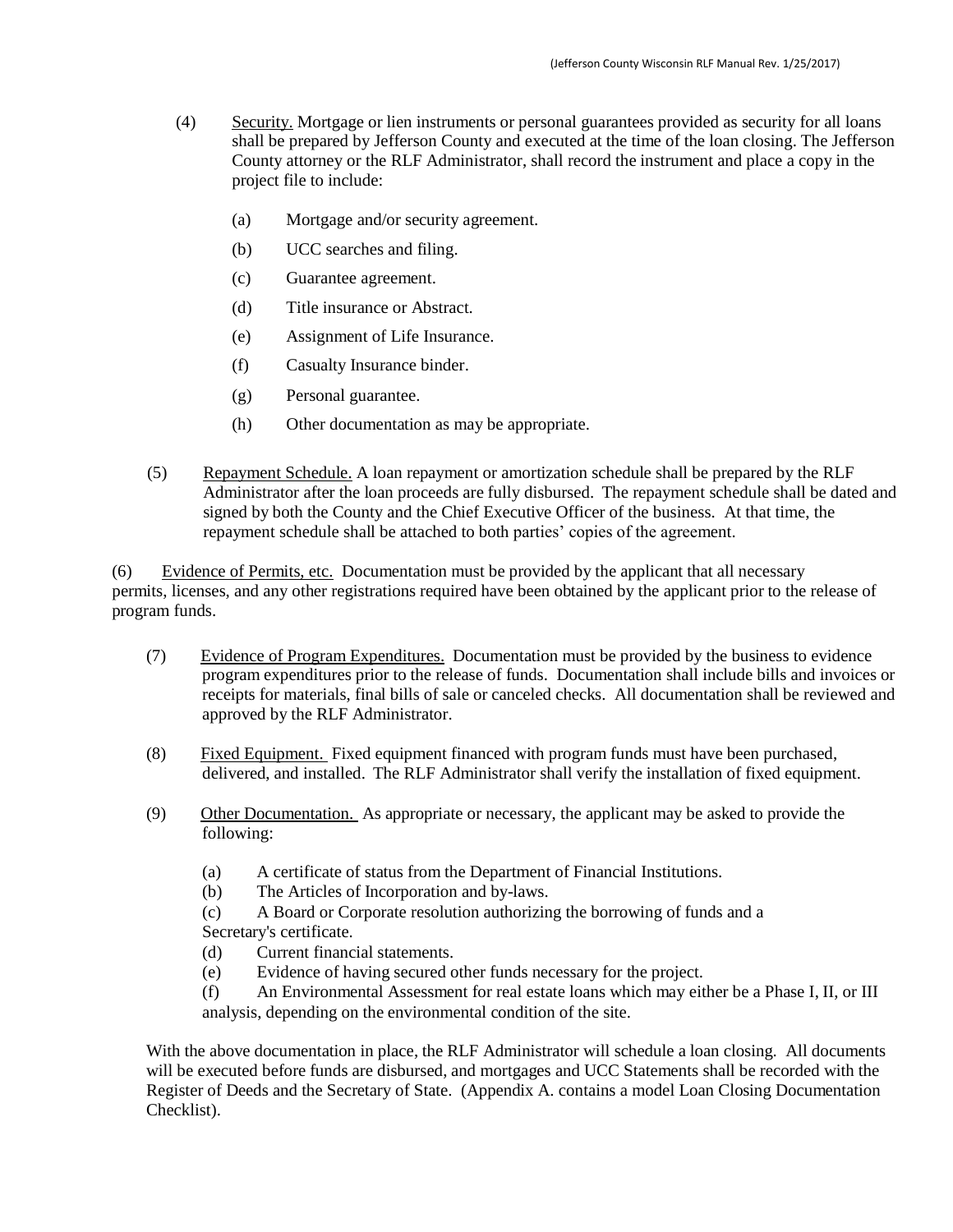(4) Security. Mortgage or lien instruments or personal guarantees provided as security for all loans shall be prepared by Jefferson County and executed at the time of the loan closing. The Jefferson County attorney or the RLF Administrator, shall record the instrument and place a copy in the project file to include:

(a) Mortgage and/or security agreement.

(b) UCC searches and filing.

(c) Guarantee agreement.

(d) Title insurance or Abstract.

(e) Assignment of Life Insurance.

(f) Casualty Insurance binder.

(g) Personal guarantee.

(h) Other documentation as may be appropriate.

(5) Repayment Schedule. A loan repayment or amortization schedule shall be prepared by the RLF Administrator after the loan proceeds are fully disbursed. The repayment schedule shall be dated and signed by both the County and the Chief Executive Officer of the business. At that time, the repayment schedule shall be attached to both parties' copies of the agreement.

(6) Evidence of Permits, etc. Documentation must be provided by the applicant that all necessary permits, licenses, and any other registrations required have been obtained by the applicant prior to the release of program funds.

(7) Evidence of Program Expenditures. Documentation must be provided by the business to evidence program expenditures prior to the release of funds. Documentation shall include bills and invoices or receipts for materials, final bills of sale or canceled checks. All documentation shall be reviewed and approved by the RLF Administrator.

(8) Fixed Equipment. Fixed equipment financed with program funds must have been purchased, delivered, and installed. The RLF Administrator shall verify the installation of fixed equipment.

(9) Other Documentation. As appropriate or necessary, the applicant may be asked to provide the following:

(a) A certificate of status from the Department of Financial Institutions.
(b) The Articles of Incorporation and by-laws.
(c) A Board or Corporate resolution authorizing the borrowing of funds and a Secretary's certificate.
(d) Current financial statements.
(e) Evidence of having secured other funds necessary for the project.
(f) An Environmental Assessment for real estate loans which may either be a Phase I, II, or III analysis, depending on the environmental condition of the site.

With the above documentation in place, the RLF Administrator will schedule a loan closing. All documents will be executed before funds are disbursed, and mortgages and UCC Statements shall be recorded with the Register of Deeds and the Secretary of State. (Appendix A. contains a model Loan Closing Documentation Checklist).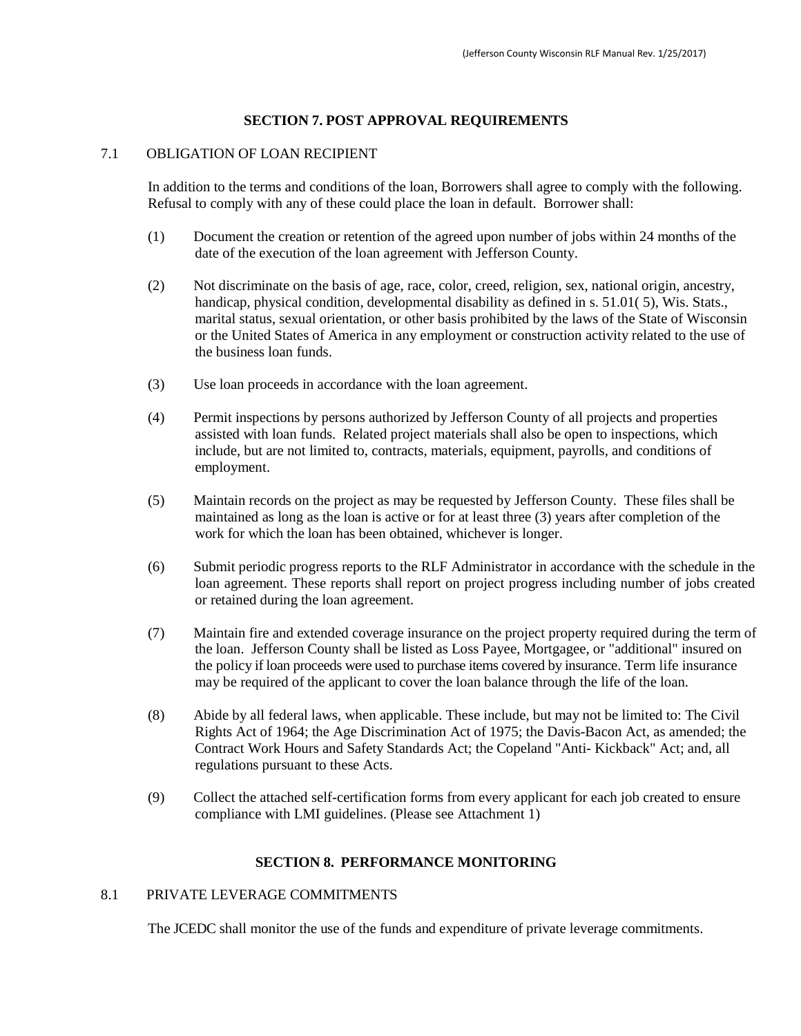## SECTION 7. POST APPROVAL REQUIREMENTS

### 7.1 OBLIGATION OF LOAN RECIPIENT

In addition to the terms and conditions of the loan, Borrowers shall agree to comply with the following. Refusal to comply with any of these could place the loan in default. Borrower shall:

(1) Document the creation or retention of the agreed upon number of jobs within 24 months of the date of the execution of the loan agreement with Jefferson County.

(2) Not discriminate on the basis of age, race, color, creed, religion, sex, national origin, ancestry, handicap, physical condition, developmental disability as defined in s. 51.01( 5), Wis. Stats., marital status, sexual orientation, or other basis prohibited by the laws of the State of Wisconsin or the United States of America in any employment or construction activity related to the use of the business loan funds.

(3) Use loan proceeds in accordance with the loan agreement.

(4) Permit inspections by persons authorized by Jefferson County of all projects and properties assisted with loan funds. Related project materials shall also be open to inspections, which include, but are not limited to, contracts, materials, equipment, payrolls, and conditions of employment.

(5) Maintain records on the project as may be requested by Jefferson County. These files shall be maintained as long as the loan is active or for at least three (3) years after completion of the work for which the loan has been obtained, whichever is longer.

(6) Submit periodic progress reports to the RLF Administrator in accordance with the schedule in the loan agreement. These reports shall report on project progress including number of jobs created or retained during the loan agreement.

(7) Maintain fire and extended coverage insurance on the project property required during the term of the loan. Jefferson County shall be listed as Loss Payee, Mortgagee, or "additional" insured on the policy if loan proceeds were used to purchase items covered by insurance. Term life insurance may be required of the applicant to cover the loan balance through the life of the loan.

(8) Abide by all federal laws, when applicable. These include, but may not be limited to: The Civil Rights Act of 1964; the Age Discrimination Act of 1975; the Davis-Bacon Act, as amended; the Contract Work Hours and Safety Standards Act; the Copeland "Anti- Kickback" Act; and, all regulations pursuant to these Acts.

(9) Collect the attached self-certification forms from every applicant for each job created to ensure compliance with LMI guidelines. (Please see Attachment 1)

## SECTION 8. PERFORMANCE MONITORING

### 8.1 PRIVATE LEVERAGE COMMITMENTS

The JCEDC shall monitor the use of the funds and expenditure of private leverage commitments.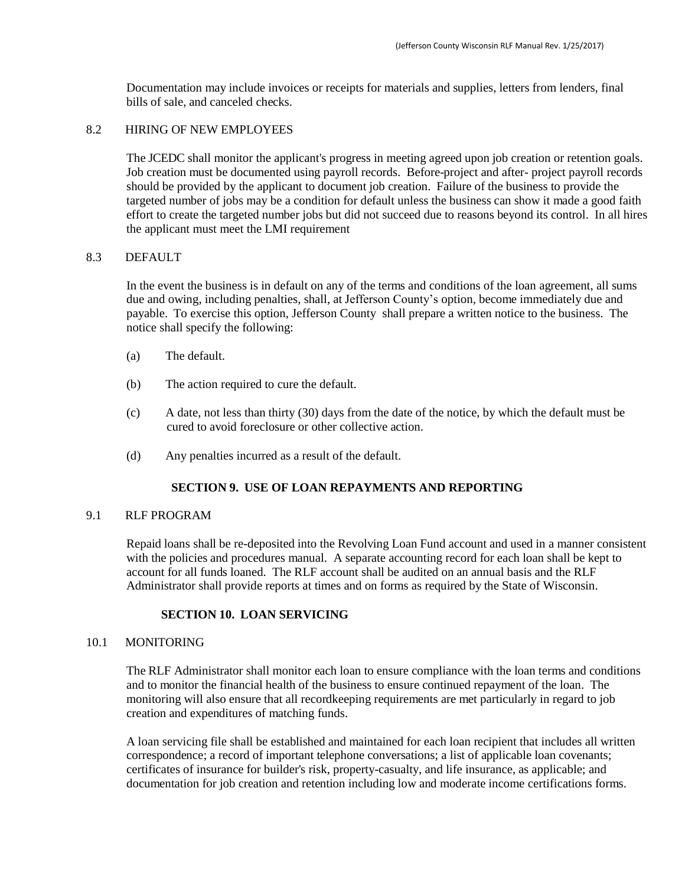Documentation may include invoices or receipts for materials and supplies, letters from lenders, final bills of sale, and canceled checks.

8.2 HIRING OF NEW EMPLOYEES

The JCEDC shall monitor the applicant's progress in meeting agreed upon job creation or retention goals. Job creation must be documented using payroll records. Before-project and after- project payroll records should be provided by the applicant to document job creation. Failure of the business to provide the targeted number of jobs may be a condition for default unless the business can show it made a good faith effort to create the targeted number jobs but did not succeed due to reasons beyond its control. In all hires the applicant must meet the LMI requirement

8.3 DEFAULT

In the event the business is in default on any of the terms and conditions of the loan agreement, all sums due and owing, including penalties, shall, at Jefferson County's option, become immediately due and payable. To exercise this option, Jefferson County shall prepare a written notice to the business. The notice shall specify the following:

(a) The default.

(b) The action required to cure the default.

(c) A date, not less than thirty (30) days from the date of the notice, by which the default must be cured to avoid foreclosure or other collective action.

(d) Any penalties incurred as a result of the default.

## SECTION 9. USE OF LOAN REPAYMENTS AND REPORTING

9.1 RLF PROGRAM

Repaid loans shall be re-deposited into the Revolving Loan Fund account and used in a manner consistent with the policies and procedures manual. A separate accounting record for each loan shall be kept to account for all funds loaned. The RLF account shall be audited on an annual basis and the RLF Administrator shall provide reports at times and on forms as required by the State of Wisconsin.

## SECTION 10. LOAN SERVICING

10.1 MONITORING

The RLF Administrator shall monitor each loan to ensure compliance with the loan terms and conditions and to monitor the financial health of the business to ensure continued repayment of the loan. The monitoring will also ensure that all recordkeeping requirements are met particularly in regard to job creation and expenditures of matching funds.

A loan servicing file shall be established and maintained for each loan recipient that includes all written correspondence; a record of important telephone conversations; a list of applicable loan covenants; certificates of insurance for builder's risk, property-casualty, and life insurance, as applicable; and documentation for job creation and retention including low and moderate income certifications forms.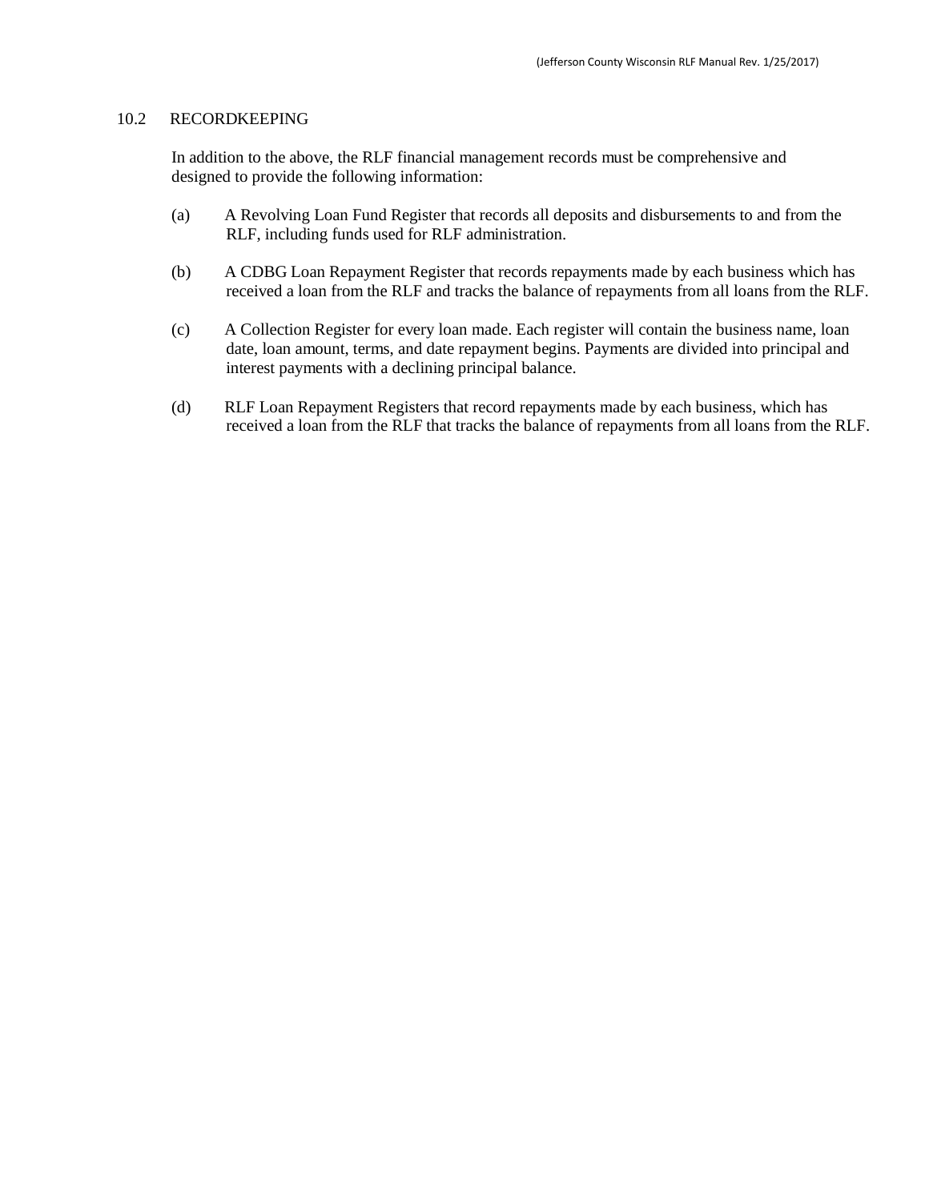## 10.2 RECORDKEEPING

In addition to the above, the RLF financial management records must be comprehensive and designed to provide the following information:

(a) A Revolving Loan Fund Register that records all deposits and disbursements to and from the RLF, including funds used for RLF administration.

(b) A CDBG Loan Repayment Register that records repayments made by each business which has received a loan from the RLF and tracks the balance of repayments from all loans from the RLF.

(c) A Collection Register for every loan made. Each register will contain the business name, loan date, loan amount, terms, and date repayment begins. Payments are divided into principal and interest payments with a declining principal balance.

(d) RLF Loan Repayment Registers that record repayments made by each business, which has received a loan from the RLF that tracks the balance of repayments from all loans from the RLF.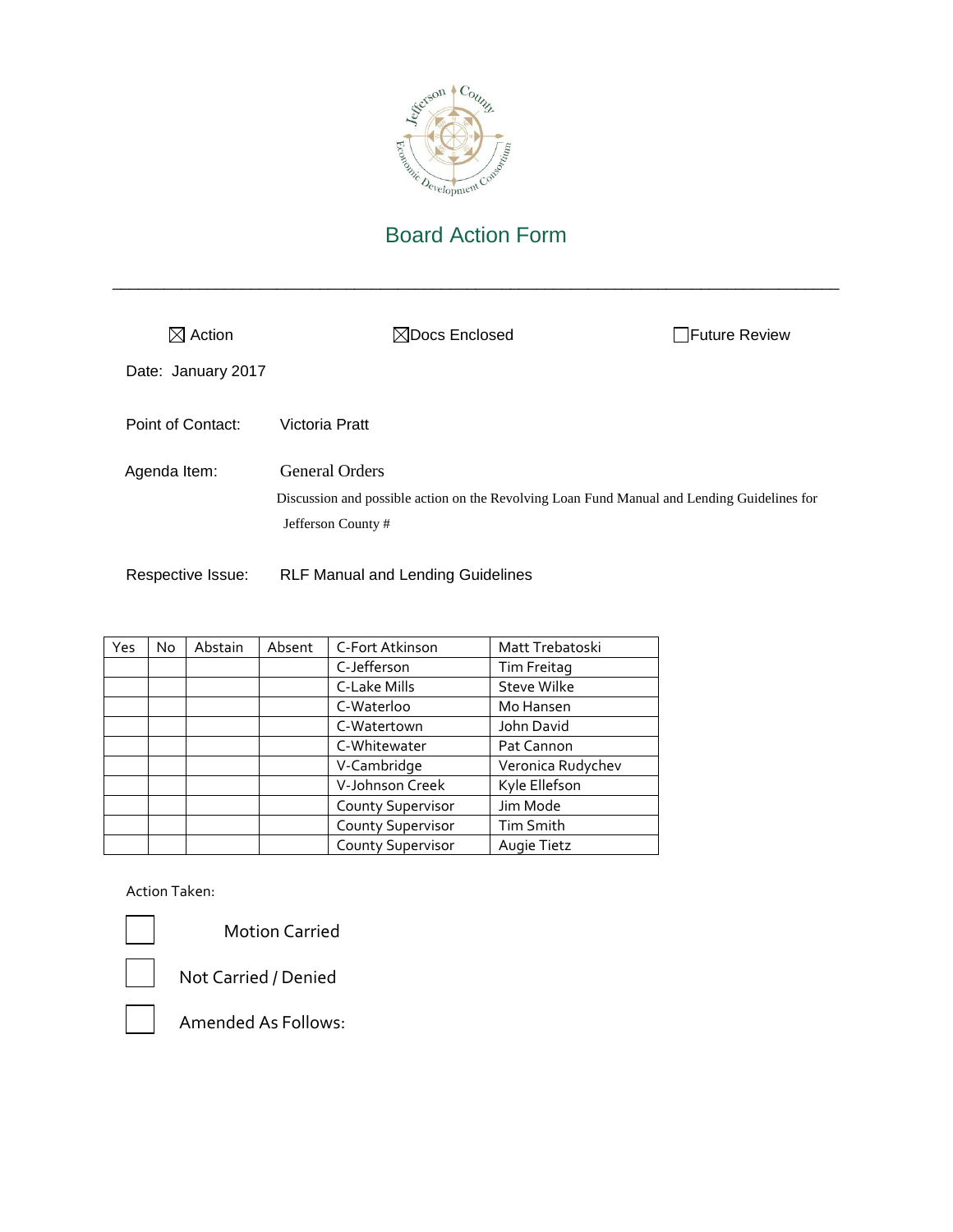Jefferson County Economic Development Consortium

# Board Action Form

---

☒ Action ☒Docs Enclosed ☐Future Review

Date: January 2017

Point of Contact: Victoria Pratt

Agenda Item: General Orders

Discussion and possible action on the Revolving Loan Fund Manual and Lending Guidelines for Jefferson County #

Respective Issue: RLF Manual and Lending Guidelines

| Yes | No | Abstain | Absent | C-Fort Atkinson | Matt Trebatoski |
|---|---|---|---|---|---|
| | | | | C-Jefferson | Tim Freitag |
| | | | | C-Lake Mills | Steve Wilke |
| | | | | C-Waterloo | Mo Hansen |
| | | | | C-Watertown | John David |
| | | | | C-Whitewater | Pat Cannon |
| | | | | V-Cambridge | Veronica Rudychev |
| | | | | V-Johnson Creek | Kyle Ellefson |
| | | | | County Supervisor | Jim Mode |
| | | | | County Supervisor | Tim Smith |
| | | | | County Supervisor | Augie Tietz |

Action Taken:

☐ Motion Carried

☐ Not Carried / Denied

☐ Amended As Follows: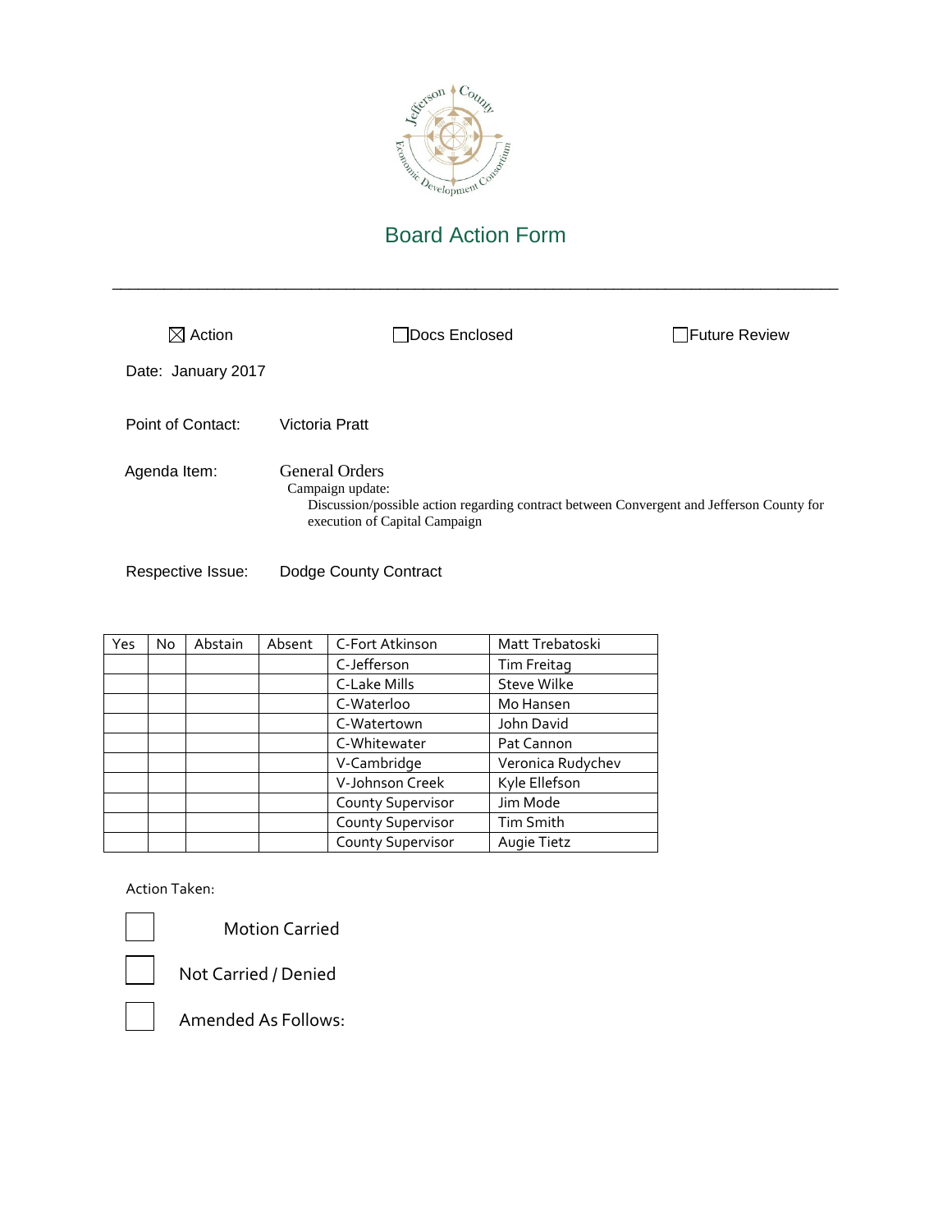Jefferson County Economic Development Consortium

# Board Action Form

---

☒ Action ☐ Docs Enclosed ☐ Future Review

Date: January 2017

Point of Contact: Victoria Pratt

Agenda Item: General Orders
Campaign update:
Discussion/possible action regarding contract between Convergent and Jefferson County for execution of Capital Campaign

Respective Issue: Dodge County Contract

| Yes | No | Abstain | Absent | C-Fort Atkinson | Matt Trebatoski |
|---|---|---|---|---|---|
| | | | | C-Jefferson | Tim Freitag |
| | | | | C-Lake Mills | Steve Wilke |
| | | | | C-Waterloo | Mo Hansen |
| | | | | C-Watertown | John David |
| | | | | C-Whitewater | Pat Cannon |
| | | | | V-Cambridge | Veronica Rudychev |
| | | | | V-Johnson Creek | Kyle Ellefson |
| | | | | County Supervisor | Jim Mode |
| | | | | County Supervisor | Tim Smith |
| | | | | County Supervisor | Augie Tietz |

Action Taken:

☐ Motion Carried

☐ Not Carried / Denied

☐ Amended As Follows: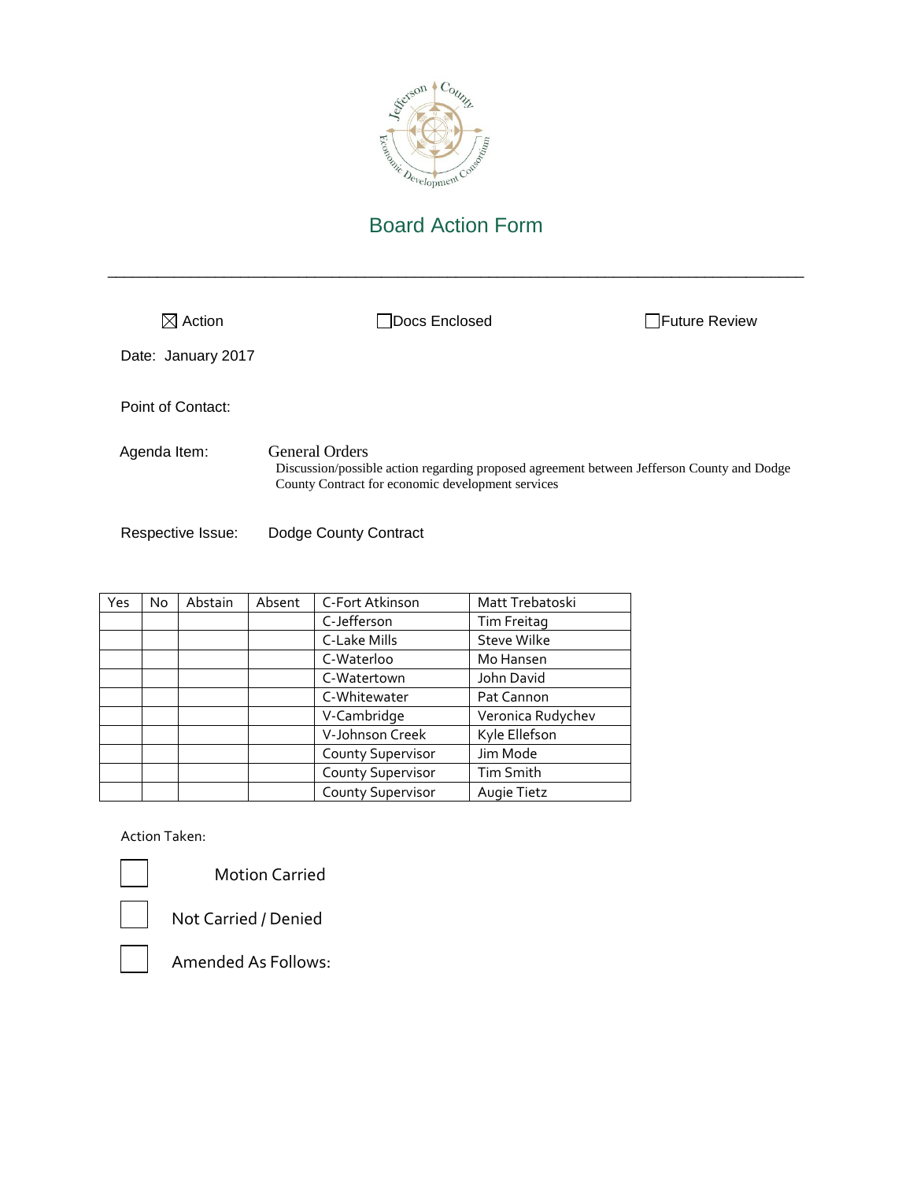# Board Action Form

---

☒ Action ☐ Docs Enclosed ☐ Future Review

Date: January 2017

Point of Contact:

Agenda Item: General Orders
Discussion/possible action regarding proposed agreement between Jefferson County and Dodge County Contract for economic development services

Respective Issue: Dodge County Contract

| Yes | No | Abstain | Absent | | |
|---|---|---|---|---|---|
| | | | | C-Fort Atkinson | Matt Trebatoski |
| | | | | C-Jefferson | Tim Freitag |
| | | | | C-Lake Mills | Steve Wilke |
| | | | | C-Waterloo | Mo Hansen |
| | | | | C-Watertown | John David |
| | | | | C-Whitewater | Pat Cannon |
| | | | | V-Cambridge | Veronica Rudychev |
| | | | | V-Johnson Creek | Kyle Ellefson |
| | | | | County Supervisor | Jim Mode |
| | | | | County Supervisor | Tim Smith |
| | | | | County Supervisor | Augie Tietz |

Action Taken:

☐ Motion Carried

☐ Not Carried / Denied

☐ Amended As Follows: